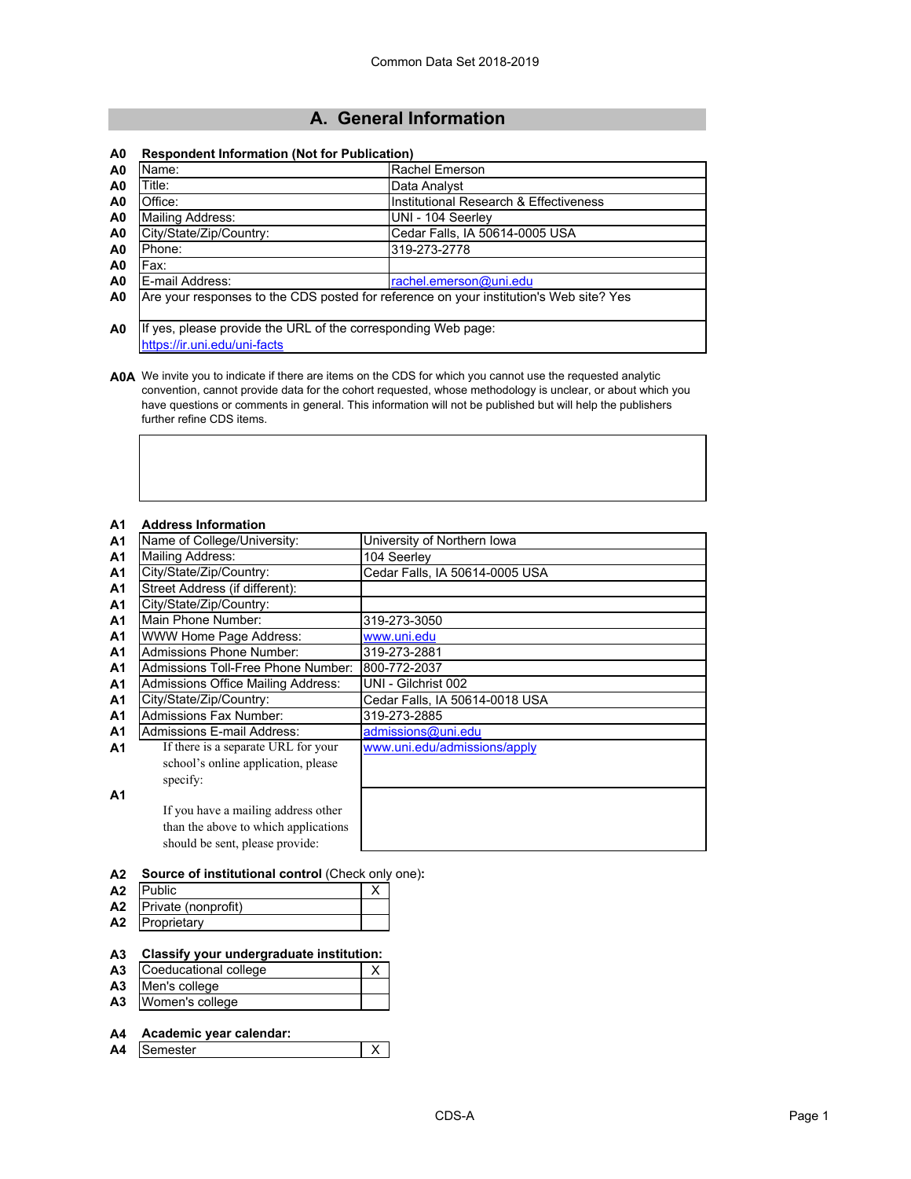Common Data Set 2018-2019

## A. General Information

**A0 Respondent Information (Not for Publication)**

| | | |
|---|---|---|
| A0 | Name: | Rachel Emerson |
| A0 | Title: | Data Analyst |
| A0 | Office: | Institutional Research & Effectiveness |
| A0 | Mailing Address: | UNI - 104 Seerley |
| A0 | City/State/Zip/Country: | Cedar Falls, IA 50614-0005 USA |
| A0 | Phone: | 319-273-2778 |
| A0 | Fax: | |
| A0 | E-mail Address: | rachel.emerson@uni.edu |
| A0 | Are your responses to the CDS posted for reference on your institution's Web site? Yes | |
| A0 | If yes, please provide the URL of the corresponding Web page: https://ir.uni.edu/uni-facts | |

**A0A** We invite you to indicate if there are items on the CDS for which you cannot use the requested analytic convention, cannot provide data for the cohort requested, whose methodology is unclear, or about which you have questions or comments in general. This information will not be published but will help the publishers further refine CDS items.

**A1 Address Information**

| | | |
|---|---|---|
| A1 | Name of College/University: | University of Northern Iowa |
| A1 | Mailing Address: | 104 Seerley |
| A1 | City/State/Zip/Country: | Cedar Falls, IA 50614-0005 USA |
| A1 | Street Address (if different): | |
| A1 | City/State/Zip/Country: | |
| A1 | Main Phone Number: | 319-273-3050 |
| A1 | WWW Home Page Address: | www.uni.edu |
| A1 | Admissions Phone Number: | 319-273-2881 |
| A1 | Admissions Toll-Free Phone Number: | 800-772-2037 |
| A1 | Admissions Office Mailing Address: | UNI - Gilchrist 002 |
| A1 | City/State/Zip/Country: | Cedar Falls, IA 50614-0018 USA |
| A1 | Admissions Fax Number: | 319-273-2885 |
| A1 | Admissions E-mail Address: | admissions@uni.edu |
| A1 | If there is a separate URL for your school's online application, please specify: | www.uni.edu/admissions/apply |
| A1 | If you have a mailing address other than the above to which applications should be sent, please provide: | |

**A2 Source of institutional control** (Check only one)**:**

| | | |
|---|---|---|
| A2 | Public | X |
| A2 | Private (nonprofit) | |
| A2 | Proprietary | |

**A3 Classify your undergraduate institution:**

| | | |
|---|---|---|
| A3 | Coeducational college | X |
| A3 | Men's college | |
| A3 | Women's college | |

**A4 Academic year calendar:**

| | | |
|---|---|---|
| A4 | Semester | X |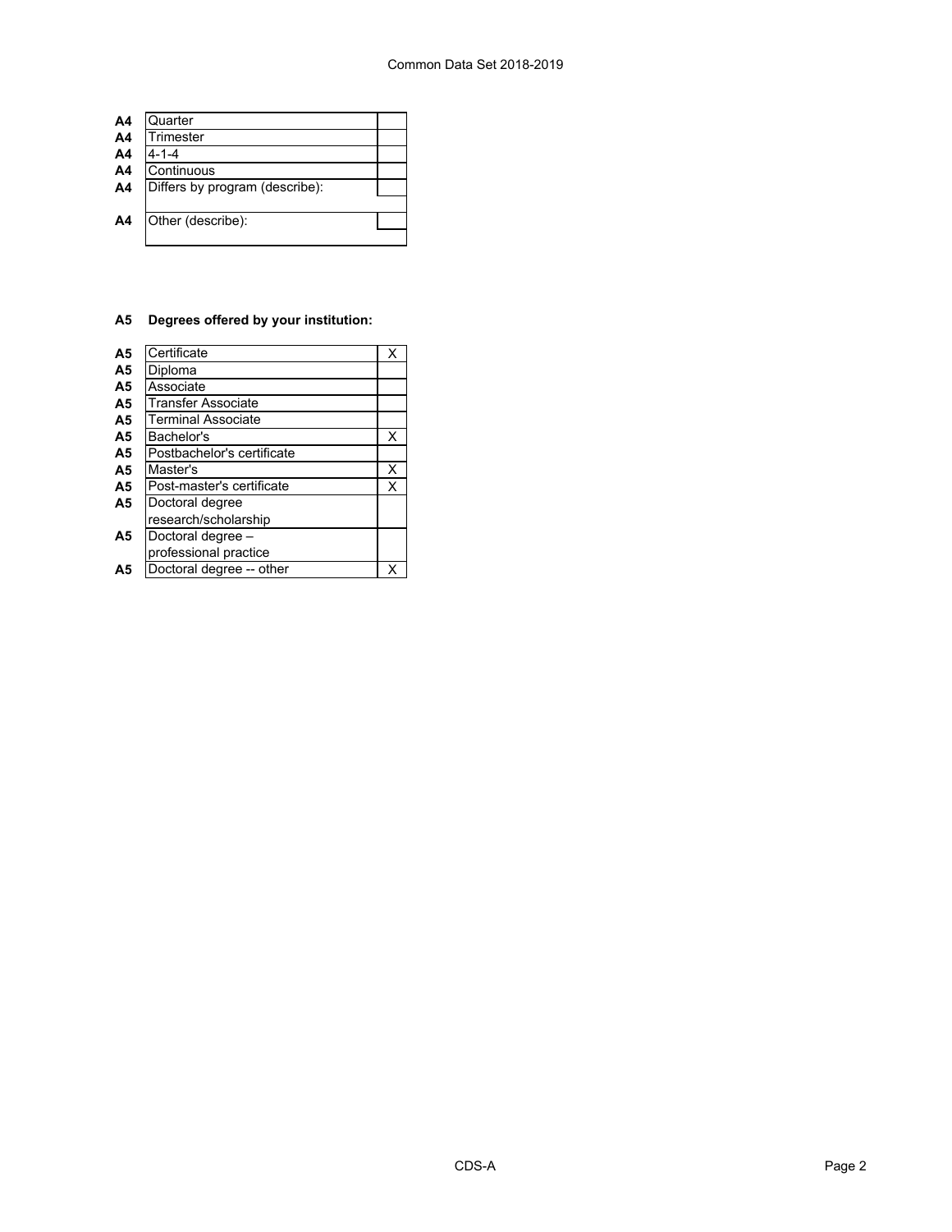| | | |
|---|---|---|
| A4 | Quarter | |
| A4 | Trimester | |
| A4 | 4-1-4 | |
| A4 | Continuous | |
| A4 | Differs by program (describe): | |
| A4 | Other (describe): | |

**A5 Degrees offered by your institution:**

| | | |
|---|---|---|
| A5 | Certificate | X |
| A5 | Diploma | |
| A5 | Associate | |
| A5 | Transfer Associate | |
| A5 | Terminal Associate | |
| A5 | Bachelor's | X |
| A5 | Postbachelor's certificate | |
| A5 | Master's | X |
| A5 | Post-master's certificate | X |
| A5 | Doctoral degree research/scholarship | |
| A5 | Doctoral degree – professional practice | |
| A5 | Doctoral degree -- other | X |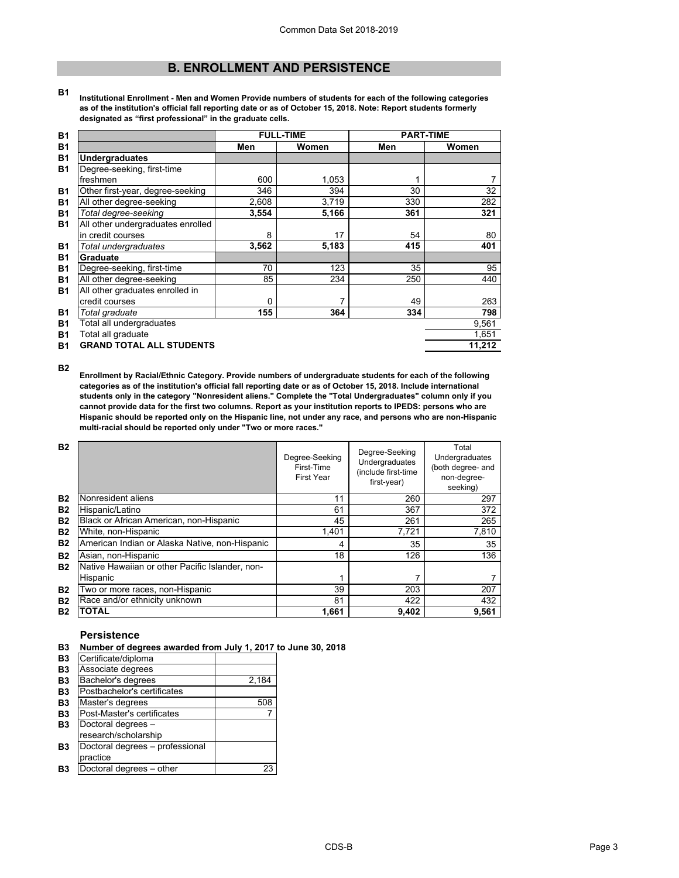## B. ENROLLMENT AND PERSISTENCE

**B1 Institutional Enrollment - Men and Women Provide numbers of students for each of the following categories as of the institution's official fall reporting date or as of October 15, 2018. Note: Report students formerly designated as "first professional" in the graduate cells.**

| | FULL-TIME | | PART-TIME | |
|---|---|---|---|---|
| | Men | Women | Men | Women |
| **Undergraduates** | | | | |
| Degree-seeking, first-time freshmen | 600 | 1,053 | 1 | 7 |
| Other first-year, degree-seeking | 346 | 394 | 30 | 32 |
| All other degree-seeking | 2,608 | 3,719 | 330 | 282 |
| *Total degree-seeking* | **3,554** | **5,166** | **361** | **321** |
| All other undergraduates enrolled in credit courses | 8 | 17 | 54 | 80 |
| *Total undergraduates* | **3,562** | **5,183** | **415** | **401** |
| **Graduate** | | | | |
| Degree-seeking, first-time | 70 | 123 | 35 | 95 |
| All other degree-seeking | 85 | 234 | 250 | 440 |
| All other graduates enrolled in credit courses | 0 | 7 | 49 | 263 |
| *Total graduate* | **155** | **364** | **334** | **798** |
| Total all undergraduates | | | | 9,561 |
| Total all graduate | | | | 1,651 |
| **GRAND TOTAL ALL STUDENTS** | | | | **11,212** |

**B2 Enrollment by Racial/Ethnic Category. Provide numbers of undergraduate students for each of the following categories as of the institution's official fall reporting date or as of October 15, 2018. Include international students only in the category "Nonresident aliens." Complete the "Total Undergraduates" column only if you cannot provide data for the first two columns. Report as your institution reports to IPEDS: persons who are Hispanic should be reported only on the Hispanic line, not under any race, and persons who are non-Hispanic multi-racial should be reported only under "Two or more races."**

| | Degree-Seeking First-Time First Year | Degree-Seeking Undergraduates (include first-time first-year) | Total Undergraduates (both degree- and non-degree-seeking) |
|---|---|---|---|
| Nonresident aliens | 11 | 260 | 297 |
| Hispanic/Latino | 61 | 367 | 372 |
| Black or African American, non-Hispanic | 45 | 261 | 265 |
| White, non-Hispanic | 1,401 | 7,721 | 7,810 |
| American Indian or Alaska Native, non-Hispanic | 4 | 35 | 35 |
| Asian, non-Hispanic | 18 | 126 | 136 |
| Native Hawaiian or other Pacific Islander, non-Hispanic | 1 | 7 | 7 |
| Two or more races, non-Hispanic | 39 | 203 | 207 |
| Race and/or ethnicity unknown | 81 | 422 | 432 |
| **TOTAL** | **1,661** | **9,402** | **9,561** |

### Persistence

**B3 Number of degrees awarded from July 1, 2017 to June 30, 2018**

| | |
|---|---|
| Certificate/diploma | |
| Associate degrees | |
| Bachelor's degrees | 2,184 |
| Postbachelor's certificates | |
| Master's degrees | 508 |
| Post-Master's certificates | 7 |
| Doctoral degrees – research/scholarship | |
| Doctoral degrees – professional practice | |
| Doctoral degrees – other | 23 |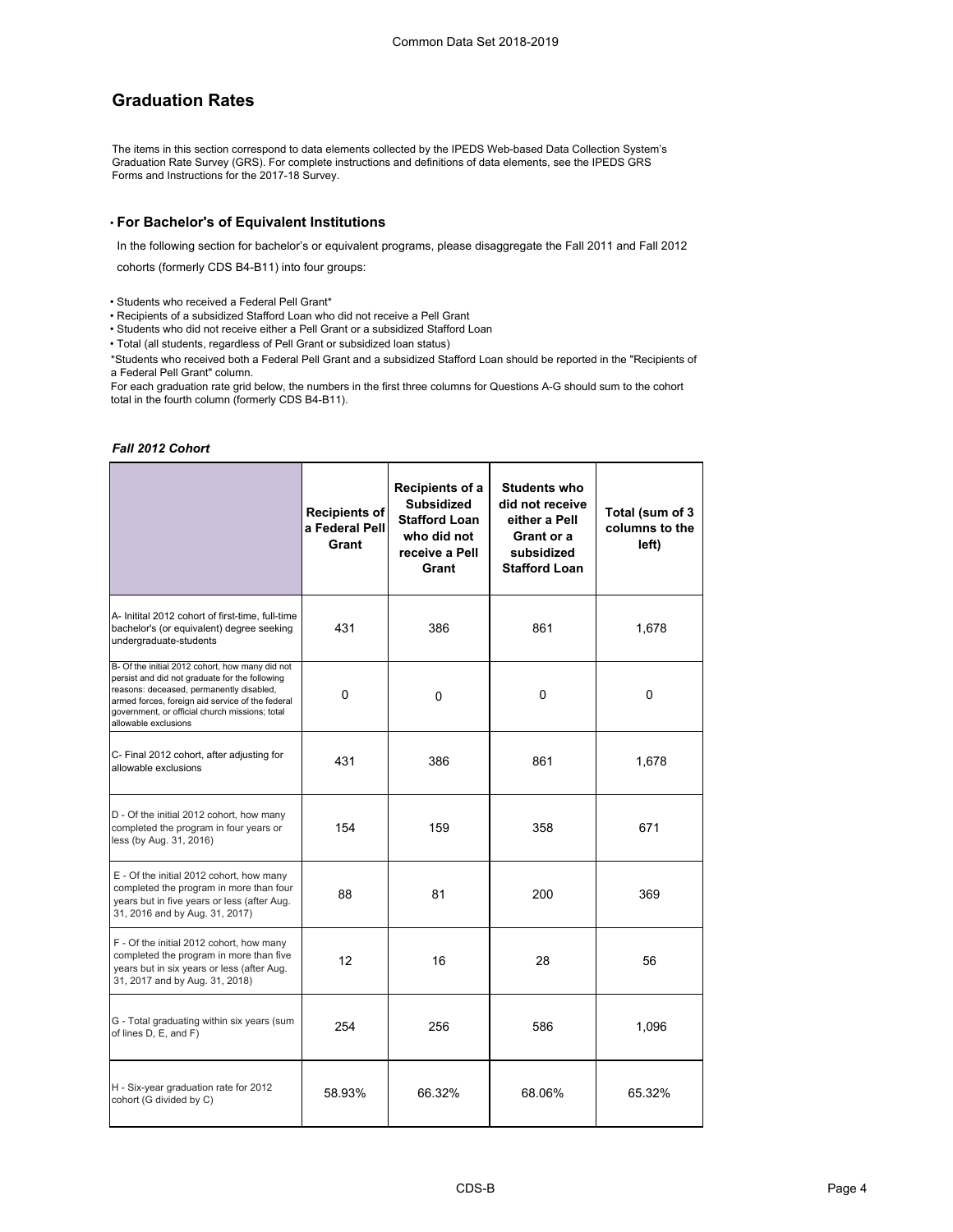## Graduation Rates

The items in this section correspond to data elements collected by the IPEDS Web-based Data Collection System's Graduation Rate Survey (GRS). For complete instructions and definitions of data elements, see the IPEDS GRS Forms and Instructions for the 2017-18 Survey.

### • For Bachelor's of Equivalent Institutions

In the following section for bachelor's or equivalent programs, please disaggregate the Fall 2011 and Fall 2012 cohorts (formerly CDS B4-B11) into four groups:

- Students who received a Federal Pell Grant*
- Recipients of a subsidized Stafford Loan who did not receive a Pell Grant
- Students who did not receive either a Pell Grant or a subsidized Stafford Loan
- Total (all students, regardless of Pell Grant or subsidized loan status)

*Students who received both a Federal Pell Grant and a subsidized Stafford Loan should be reported in the "Recipients of a Federal Pell Grant" column.

For each graduation rate grid below, the numbers in the first three columns for Questions A-G should sum to the cohort total in the fourth column (formerly CDS B4-B11).

*Fall 2012 Cohort*

| | Recipients of a Federal Pell Grant | Recipients of a Subsidized Stafford Loan who did not receive a Pell Grant | Students who did not receive either a Pell Grant or a subsidized Stafford Loan | Total (sum of 3 columns to the left) |
|---|---|---|---|---|
| A- Initital 2012 cohort of first-time, full-time bachelor's (or equivalent) degree seeking undergraduate-students | 431 | 386 | 861 | 1,678 |
| B- Of the initial 2012 cohort, how many did not persist and did not graduate for the following reasons: deceased, permanently disabled, armed forces, foreign aid service of the federal government, or official church missions; total allowable exclusions | 0 | 0 | 0 | 0 |
| C- Final 2012 cohort, after adjusting for allowable exclusions | 431 | 386 | 861 | 1,678 |
| D - Of the initial 2012 cohort, how many completed the program in four years or less (by Aug. 31, 2016) | 154 | 159 | 358 | 671 |
| E - Of the initial 2012 cohort, how many completed the program in more than four years but in five years or less (after Aug. 31, 2016 and by Aug. 31, 2017) | 88 | 81 | 200 | 369 |
| F - Of the initial 2012 cohort, how many completed the program in more than five years but in six years or less (after Aug. 31, 2017 and by Aug. 31, 2018) | 12 | 16 | 28 | 56 |
| G - Total graduating within six years (sum of lines D, E, and F) | 254 | 256 | 586 | 1,096 |
| H - Six-year graduation rate for 2012 cohort (G divided by C) | 58.93% | 66.32% | 68.06% | 65.32% |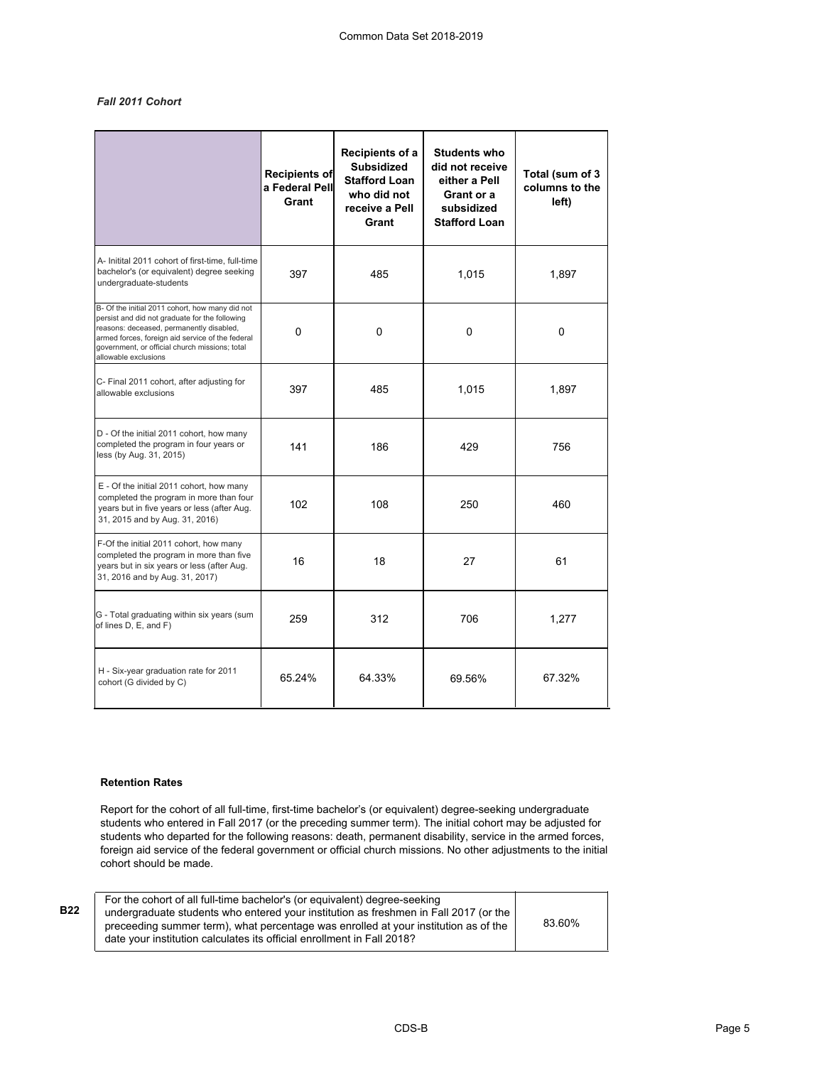*Fall 2011 Cohort*

| | Recipients of a Federal Pell Grant | Recipients of a Subsidized Stafford Loan who did not receive a Pell Grant | Students who did not receive either a Pell Grant or a subsidized Stafford Loan | Total (sum of 3 columns to the left) |
|---|---|---|---|---|
| A- Initital 2011 cohort of first-time, full-time bachelor's (or equivalent) degree seeking undergraduate-students | 397 | 485 | 1,015 | 1,897 |
| B- Of the initial 2011 cohort, how many did not persist and did not graduate for the following reasons: deceased, permanently disabled, armed forces, foreign aid service of the federal government, or official church missions; total allowable exclusions | 0 | 0 | 0 | 0 |
| C- Final 2011 cohort, after adjusting for allowable exclusions | 397 | 485 | 1,015 | 1,897 |
| D - Of the initial 2011 cohort, how many completed the program in four years or less (by Aug. 31, 2015) | 141 | 186 | 429 | 756 |
| E - Of the initial 2011 cohort, how many completed the program in more than four years but in five years or less (after Aug. 31, 2015 and by Aug. 31, 2016) | 102 | 108 | 250 | 460 |
| F-Of the initial 2011 cohort, how many completed the program in more than five years but in six years or less (after Aug. 31, 2016 and by Aug. 31, 2017) | 16 | 18 | 27 | 61 |
| G - Total graduating within six years (sum of lines D, E, and F) | 259 | 312 | 706 | 1,277 |
| H - Six-year graduation rate for 2011 cohort (G divided by C) | 65.24% | 64.33% | 69.56% | 67.32% |

**Retention Rates**

Report for the cohort of all full-time, first-time bachelor's (or equivalent) degree-seeking undergraduate students who entered in Fall 2017 (or the preceding summer term). The initial cohort may be adjusted for students who departed for the following reasons: death, permanent disability, service in the armed forces, foreign aid service of the federal government or official church missions. No other adjustments to the initial cohort should be made.

| | | |
|---|---|---|
| **B22** | For the cohort of all full-time bachelor's (or equivalent) degree-seeking undergraduate students who entered your institution as freshmen in Fall 2017 (or the preceeding summer term), what percentage was enrolled at your institution as of the date your institution calculates its official enrollment in Fall 2018? | 83.60% |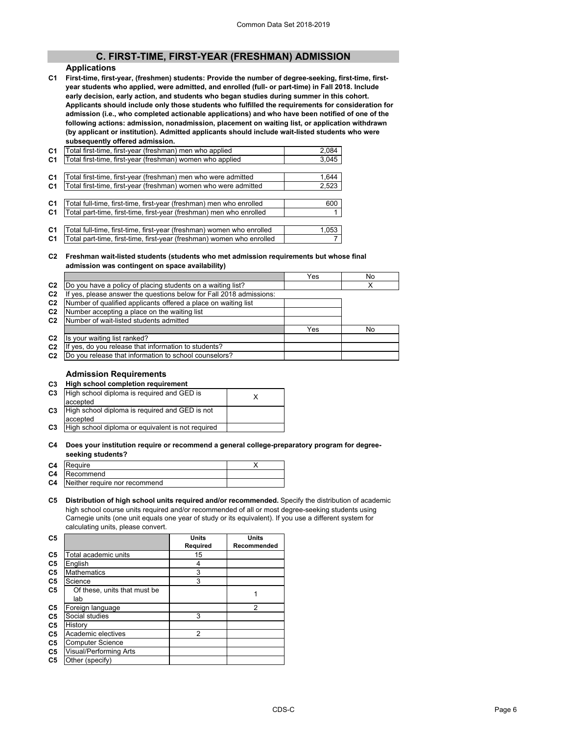## C. FIRST-TIME, FIRST-YEAR (FRESHMAN) ADMISSION

### Applications

**C1 First-time, first-year, (freshmen) students: Provide the number of degree-seeking, first-time, first-year students who applied, were admitted, and enrolled (full- or part-time) in Fall 2018. Include early decision, early action, and students who began studies during summer in this cohort. Applicants should include only those students who fulfilled the requirements for consideration for admission (i.e., who completed actionable applications) and who have been notified of one of the following actions: admission, nonadmission, placement on waiting list, or application withdrawn (by applicant or institution). Admitted applicants should include wait-listed students who were subsequently offered admission.**

| | | |
|---|---|---|
| C1 | Total first-time, first-year (freshman) men who applied | 2,084 |
| C1 | Total first-time, first-year (freshman) women who applied | 3,045 |
| C1 | Total first-time, first-year (freshman) men who were admitted | 1,644 |
| C1 | Total first-time, first-year (freshman) women who were admitted | 2,523 |
| C1 | Total full-time, first-time, first-year (freshman) men who enrolled | 600 |
| C1 | Total part-time, first-time, first-year (freshman) men who enrolled | 1 |
| C1 | Total full-time, first-time, first-year (freshman) women who enrolled | 1,053 |
| C1 | Total part-time, first-time, first-year (freshman) women who enrolled | 7 |

**C2 Freshman wait-listed students (students who met admission requirements but whose final admission was contingent on space availability)**

| | | Yes | No |
|---|---|---|---|
| C2 | Do you have a policy of placing students on a waiting list? | | X |
| C2 | If yes, please answer the questions below for Fall 2018 admissions: | | |
| C2 | Number of qualified applicants offered a place on waiting list | | |
| C2 | Number accepting a place on the waiting list | | |
| C2 | Number of wait-listed students admitted | | |
| | | Yes | No |
| C2 | Is your waiting list ranked? | | |
| C2 | If yes, do you release that information to students? | | |
| C2 | Do you release that information to school counselors? | | |

### Admission Requirements

**C3 High school completion requirement**

| | | |
|---|---|---|
| C3 | High school diploma is required and GED is accepted | X |
| C3 | High school diploma is required and GED is not accepted | |
| C3 | High school diploma or equivalent is not required | |

**C4 Does your institution require or recommend a general college-preparatory program for degree-seeking students?**

| | | |
|---|---|---|
| C4 | Require | X |
| C4 | Recommend | |
| C4 | Neither require nor recommend | |

**C5 Distribution of high school units required and/or recommended.** Specify the distribution of academic high school course units required and/or recommended of all or most degree-seeking students using Carnegie units (one unit equals one year of study or its equivalent). If you use a different system for calculating units, please convert.

| | | Units Required | Units Recommended |
|---|---|---|---|
| C5 | Total academic units | 15 | |
| C5 | English | 4 | |
| C5 | Mathematics | 3 | |
| C5 | Science | 3 | |
| C5 | Of these, units that must be lab | | 1 |
| C5 | Foreign language | | 2 |
| C5 | Social studies | 3 | |
| C5 | History | | |
| C5 | Academic electives | 2 | |
| C5 | Computer Science | | |
| C5 | Visual/Performing Arts | | |
| C5 | Other (specify) | | |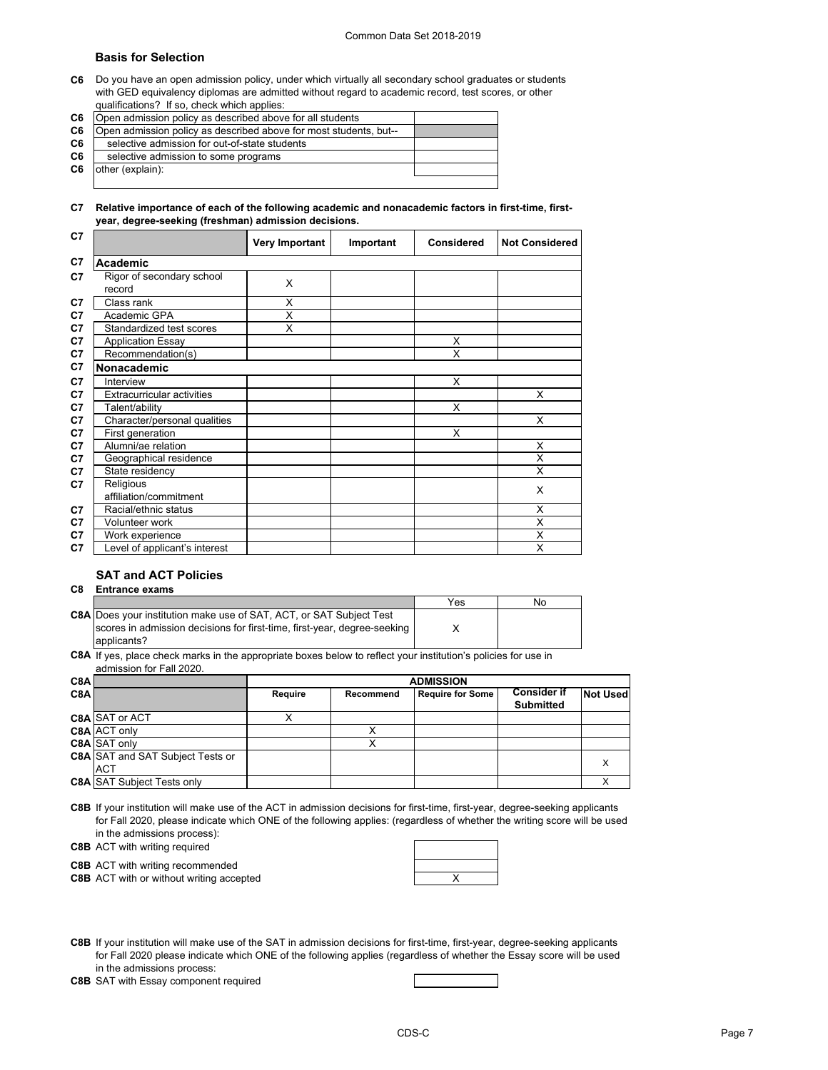## Basis for Selection

**C6** Do you have an open admission policy, under which virtually all secondary school graduates or students with GED equivalency diplomas are admitted without regard to academic record, test scores, or other qualifications? If so, check which applies:

| | | |
|---|---|---|
| C6 | Open admission policy as described above for all students | |
| C6 | Open admission policy as described above for most students, but-- | |
| C6 | selective admission for out-of-state students | |
| C6 | selective admission to some programs | |
| C6 | other (explain): | |

**C7 Relative importance of each of the following academic and nonacademic factors in first-time, first-year, degree-seeking (freshman) admission decisions.**

| | Very Important | Important | Considered | Not Considered |
|---|---|---|---|---|
| **Academic** | | | | |
| Rigor of secondary school record | X | | | |
| Class rank | X | | | |
| Academic GPA | X | | | |
| Standardized test scores | X | | | |
| Application Essay | | | X | |
| Recommendation(s) | | | X | |
| **Nonacademic** | | | | |
| Interview | | | X | |
| Extracurricular activities | | | | X |
| Talent/ability | | | X | |
| Character/personal qualities | | | | X |
| First generation | | | X | |
| Alumni/ae relation | | | | X |
| Geographical residence | | | | X |
| State residency | | | | X |
| Religious affiliation/commitment | | | | X |
| Racial/ethnic status | | | | X |
| Volunteer work | | | | X |
| Work experience | | | | X |
| Level of applicant's interest | | | | X |

## SAT and ACT Policies

**C8 Entrance exams**

| | Yes | No |
|---|---|---|
| **C8A** Does your institution make use of SAT, ACT, or SAT Subject Test scores in admission decisions for first-time, first-year, degree-seeking applicants? | X | |

**C8A** If yes, place check marks in the appropriate boxes below to reflect your institution's policies for use in admission for Fall 2020.

| | ADMISSION | | | | |
|---|---|---|---|---|---|
| | Require | Recommend | Require for Some | Consider if Submitted | Not Used |
| SAT or ACT | X | | | | |
| ACT only | | X | | | |
| SAT only | | X | | | |
| SAT and SAT Subject Tests or ACT | | | | | X |
| SAT Subject Tests only | | | | | X |

**C8B** If your institution will make use of the ACT in admission decisions for first-time, first-year, degree-seeking applicants for Fall 2020, please indicate which ONE of the following applies: (regardless of whether the writing score will be used in the admissions process):

| | |
|---|---|
| **C8B** ACT with writing required | |
| **C8B** ACT with writing recommended | |
| **C8B** ACT with or without writing accepted | X |

**C8B** If your institution will make use of the SAT in admission decisions for first-time, first-year, degree-seeking applicants for Fall 2020 please indicate which ONE of the following applies (regardless of whether the Essay score will be used in the admissions process:

| | |
|---|---|
| **C8B** SAT with Essay component required | |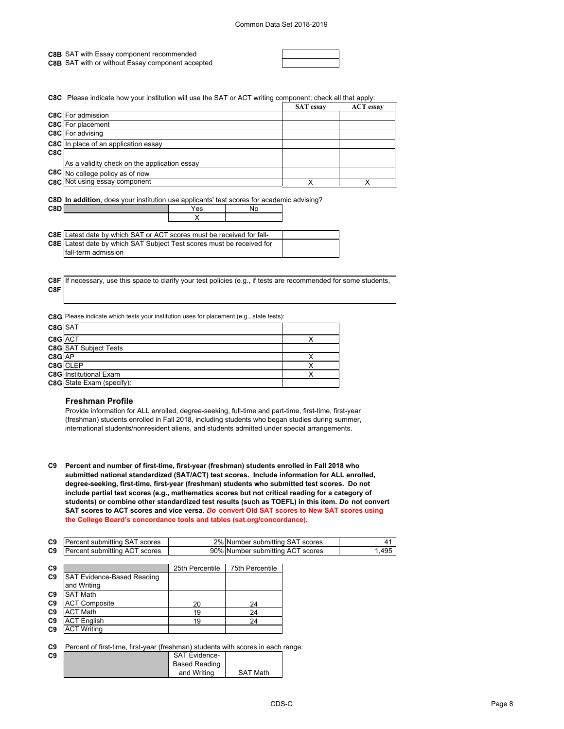| | | |
|---|---|---|
| C8B | SAT with Essay component recommended | |
| C8B | SAT with or without Essay component accepted | |

C8C Please indicate how your institution will use the SAT or ACT writing component; check all that apply:

| | | SAT essay | ACT essay |
|---|---|---|---|
| C8C | For admission | | |
| C8C | For placement | | |
| C8C | For advising | | |
| C8C | In place of an application essay | | |
| C8C | As a validity check on the application essay | | |
| C8C | No college policy as of now | | |
| C8C | Not using essay component | X | X |

C8D **In addition**, does your institution use applicants' test scores for academic advising?

| | | Yes | No |
|---|---|---|---|
| C8D | | X | |

| | | |
|---|---|---|
| C8E | Latest date by which SAT or ACT scores must be received for fall- | |
| C8E | Latest date by which SAT Subject Test scores must be received for fall-term admission | |

| | |
|---|---|
| C8F | If necessary, use this space to clarify your test policies (e.g., if tests are recommended for some students, |
| C8F | |

C8G Please indicate which tests your institution uses for placement (e.g., state tests):

| | | |
|---|---|---|
| C8G | SAT | |
| C8G | ACT | X |
| C8G | SAT Subject Tests | |
| C8G | AP | X |
| C8G | CLEP | X |
| C8G | Institutional Exam | X |
| C8G | State Exam (specify): | |

### Freshman Profile

Provide information for ALL enrolled, degree-seeking, full-time and part-time, first-time, first-year (freshman) students enrolled in Fall 2018, including students who began studies during summer, international students/nonresident aliens, and students admitted under special arrangements.

**C9 Percent and number of first-time, first-year (freshman) students enrolled in Fall 2018 who submitted national standardized (SAT/ACT) test scores. Include information for ALL enrolled, degree-seeking, first-time, first-year (freshman) students who submitted test scores. Do not include partial test scores (e.g., mathematics scores but not critical reading for a category of students) or combine other standardized test results (such as TOEFL) in this item. *Do* not convert SAT scores to ACT scores and vice versa. *Do* convert Old SAT scores to New SAT scores using the College Board's concordance tools and tables (sat.org/concordance).**

| | | | | |
|---|---|---|---|---|
| C9 | Percent submitting SAT scores | 2% | Number submitting SAT scores | 41 |
| C9 | Percent submitting ACT scores | 90% | Number submitting ACT scores | 1,495 |

| | | 25th Percentile | 75th Percentile |
|---|---|---|---|
| C9 | SAT Evidence-Based Reading and Writing | | |
| C9 | SAT Math | | |
| C9 | ACT Composite | 20 | 24 |
| C9 | ACT Math | 19 | 24 |
| C9 | ACT English | 19 | 24 |
| C9 | ACT Writing | | |

C9 Percent of first-time, first-year (freshman) students with scores in each range:

| | | SAT Evidence-Based Reading and Writing | SAT Math |
|---|---|---|---|
| C9 | | | |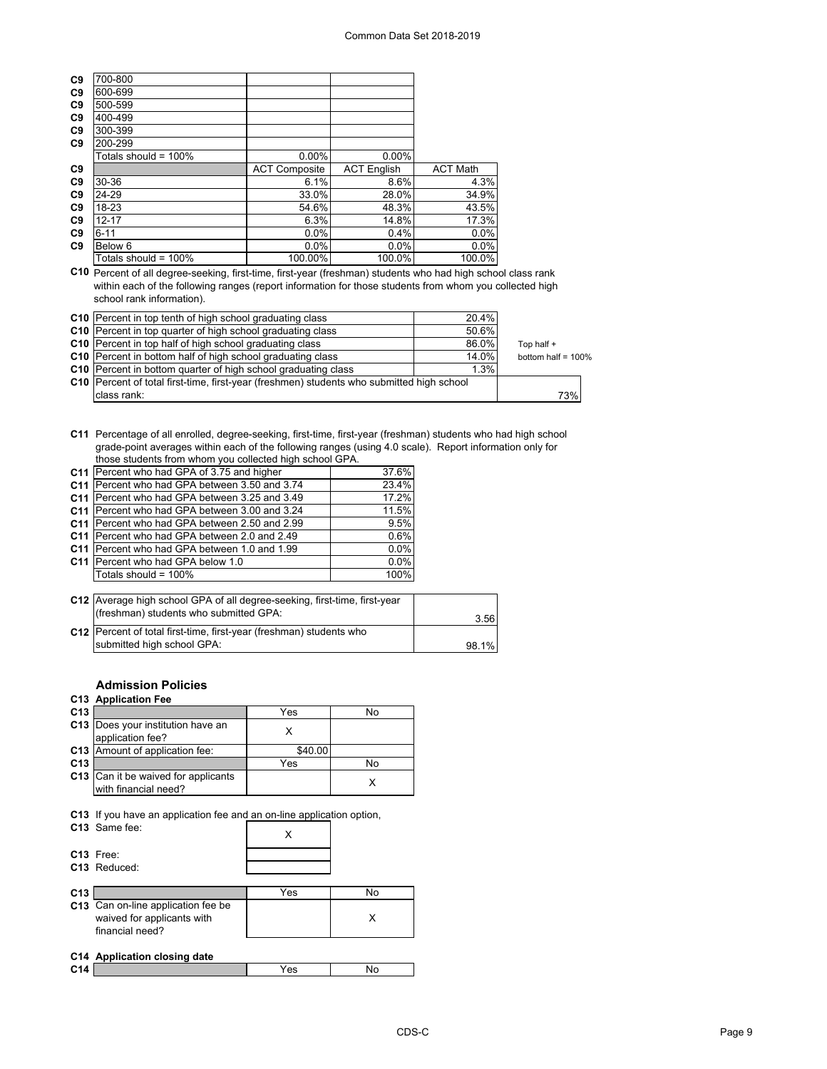| | | | |
|---|---|---|---|
| C9 | 700-800 | | |
| C9 | 600-699 | | |
| C9 | 500-599 | | |
| C9 | 400-499 | | |
| C9 | 300-399 | | |
| C9 | 200-299 | | |
| | Totals should = 100% | 0.00% | 0.00% |

| | | ACT Composite | ACT English | ACT Math |
|---|---|---|---|---|
| C9 | 30-36 | 6.1% | 8.6% | 4.3% |
| C9 | 24-29 | 33.0% | 28.0% | 34.9% |
| C9 | 18-23 | 54.6% | 48.3% | 43.5% |
| C9 | 12-17 | 6.3% | 14.8% | 17.3% |
| C9 | 6-11 | 0.0% | 0.4% | 0.0% |
| C9 | Below 6 | 0.0% | 0.0% | 0.0% |
| | Totals should = 100% | 100.00% | 100.0% | 100.0% |

**C10** Percent of all degree-seeking, first-time, first-year (freshman) students who had high school class rank within each of the following ranges (report information for those students from whom you collected high school rank information).

| | | | |
|---|---|---|---|
| C10 | Percent in top tenth of high school graduating class | 20.4% | |
| C10 | Percent in top quarter of high school graduating class | 50.6% | |
| C10 | Percent in top half of high school graduating class | 86.0% | Top half + |
| C10 | Percent in bottom half of high school graduating class | 14.0% | bottom half = 100% |
| C10 | Percent in bottom quarter of high school graduating class | 1.3% | |
| C10 | Percent of total first-time, first-year (freshmen) students who submitted high school class rank: | 73% | |

**C11** Percentage of all enrolled, degree-seeking, first-time, first-year (freshman) students who had high school grade-point averages within each of the following ranges (using 4.0 scale). Report information only for those students from whom you collected high school GPA.

| | | |
|---|---|---|
| C11 | Percent who had GPA of 3.75 and higher | 37.6% |
| C11 | Percent who had GPA between 3.50 and 3.74 | 23.4% |
| C11 | Percent who had GPA between 3.25 and 3.49 | 17.2% |
| C11 | Percent who had GPA between 3.00 and 3.24 | 11.5% |
| C11 | Percent who had GPA between 2.50 and 2.99 | 9.5% |
| C11 | Percent who had GPA between 2.0 and 2.49 | 0.6% |
| C11 | Percent who had GPA between 1.0 and 1.99 | 0.0% |
| C11 | Percent who had GPA below 1.0 | 0.0% |
| | Totals should = 100% | 100% |

| | | |
|---|---|---|
| C12 | Average high school GPA of all degree-seeking, first-time, first-year (freshman) students who submitted GPA: | 3.56 |
| C12 | Percent of total first-time, first-year (freshman) students who submitted high school GPA: | 98.1% |

## Admission Policies

### C13 Application Fee

| | | Yes | No |
|---|---|---|---|
| C13 | Does your institution have an application fee? | X | |
| C13 | Amount of application fee: | $40.00 | |
| C13 | | Yes | No |
| C13 | Can it be waived for applicants with financial need? | | X |

**C13** If you have an application fee and an on-line application option,

| | | |
|---|---|---|
| C13 | Same fee: | X |
| C13 | Free: | |
| C13 | Reduced: | |

| | | Yes | No |
|---|---|---|---|
| C13 | Can on-line application fee be waived for applicants with financial need? | | X |

### C14 Application closing date

| | | Yes | No |
|---|---|---|---|
| C14 | | | |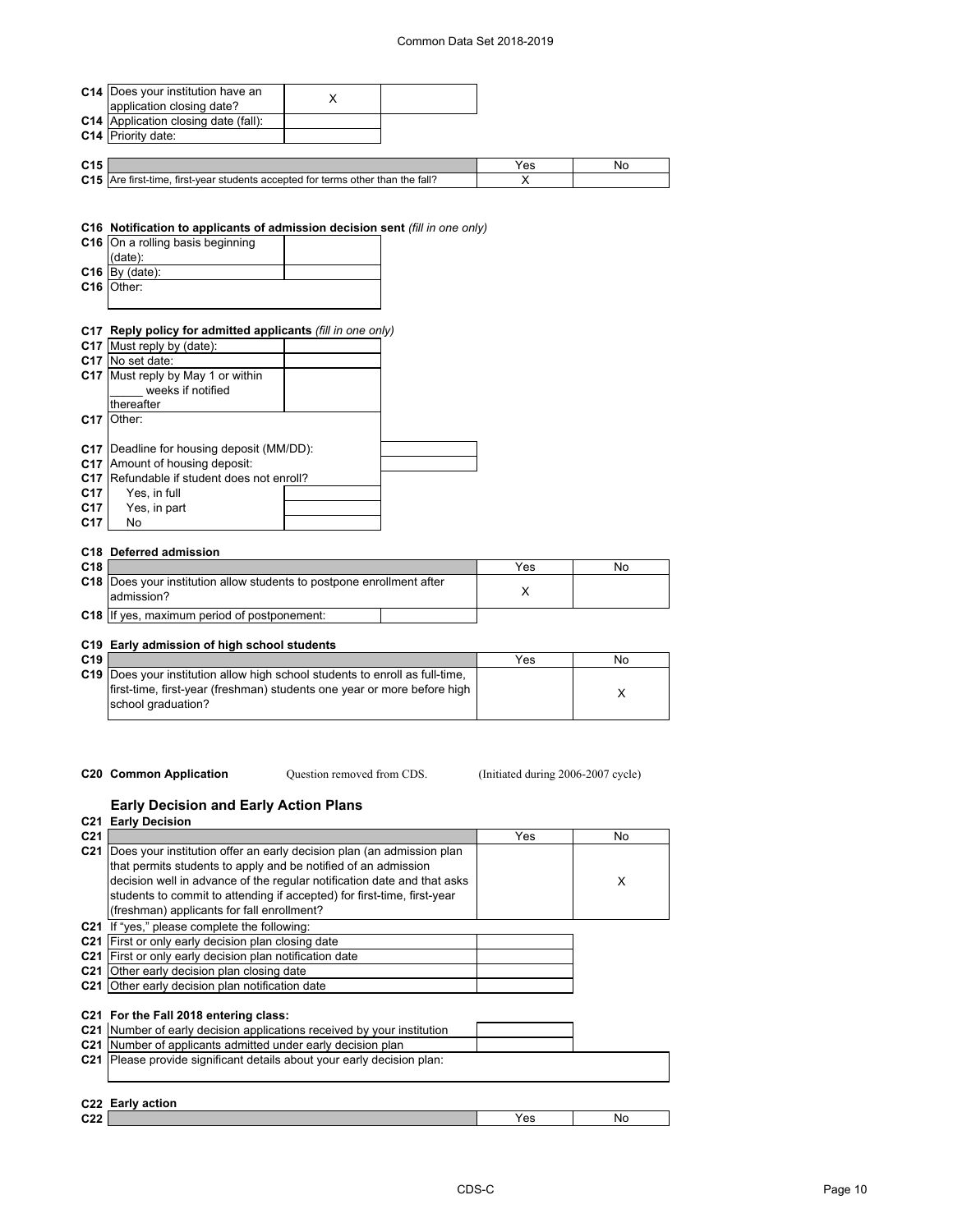| | | | |
|---|---|---|---|
| C14 | Does your institution have an application closing date? | X | |
| C14 | Application closing date (fall): | | |
| C14 | Priority date: | | |

| | | Yes | No |
|---|---|---|---|
| C15 | Are first-time, first-year students accepted for terms other than the fall? | X | |

**C16 Notification to applicants of admission decision sent** *(fill in one only)*

| | | |
|---|---|---|
| C16 | On a rolling basis beginning (date): | |
| C16 | By (date): | |
| C16 | Other: | |

**C17 Reply policy for admitted applicants** *(fill in one only)*

| | | |
|---|---|---|
| C17 | Must reply by (date): | |
| C17 | No set date: | |
| C17 | Must reply by May 1 or within _____ weeks if notified thereafter | |
| C17 | Other: | |

| | | |
|---|---|---|
| C17 | Deadline for housing deposit (MM/DD): | |
| C17 | Amount of housing deposit: | |
| C17 | Refundable if student does not enroll? | |
| C17 | Yes, in full | |
| C17 | Yes, in part | |
| C17 | No | |

**C18 Deferred admission**

| | | Yes | No |
|---|---|---|---|
| C18 | Does your institution allow students to postpone enrollment after admission? | X | |
| C18 | If yes, maximum period of postponement: | | |

**C19 Early admission of high school students**

| | | Yes | No |
|---|---|---|---|
| C19 | Does your institution allow high school students to enroll as full-time, first-time, first-year (freshman) students one year or more before high school graduation? | | X |

**C20 Common Application** Question removed from CDS. (Initiated during 2006-2007 cycle)

## Early Decision and Early Action Plans

**C21 Early Decision**

| | | Yes | No |
|---|---|---|---|
| C21 | Does your institution offer an early decision plan (an admission plan that permits students to apply and be notified of an admission decision well in advance of the regular notification date and that asks students to commit to attending if accepted) for first-time, first-year (freshman) applicants for fall enrollment? | | X |

| | | |
|---|---|---|
| C21 | If "yes," please complete the following: | |
| C21 | First or only early decision plan closing date | |
| C21 | First or only early decision plan notification date | |
| C21 | Other early decision plan closing date | |
| C21 | Other early decision plan notification date | |

**C21 For the Fall 2018 entering class:**

| | | |
|---|---|---|
| C21 | Number of early decision applications received by your institution | |
| C21 | Number of applicants admitted under early decision plan | |
| C21 | Please provide significant details about your early decision plan: | |

**C22 Early action**

| | | Yes | No |
|---|---|---|---|
| C22 | | | |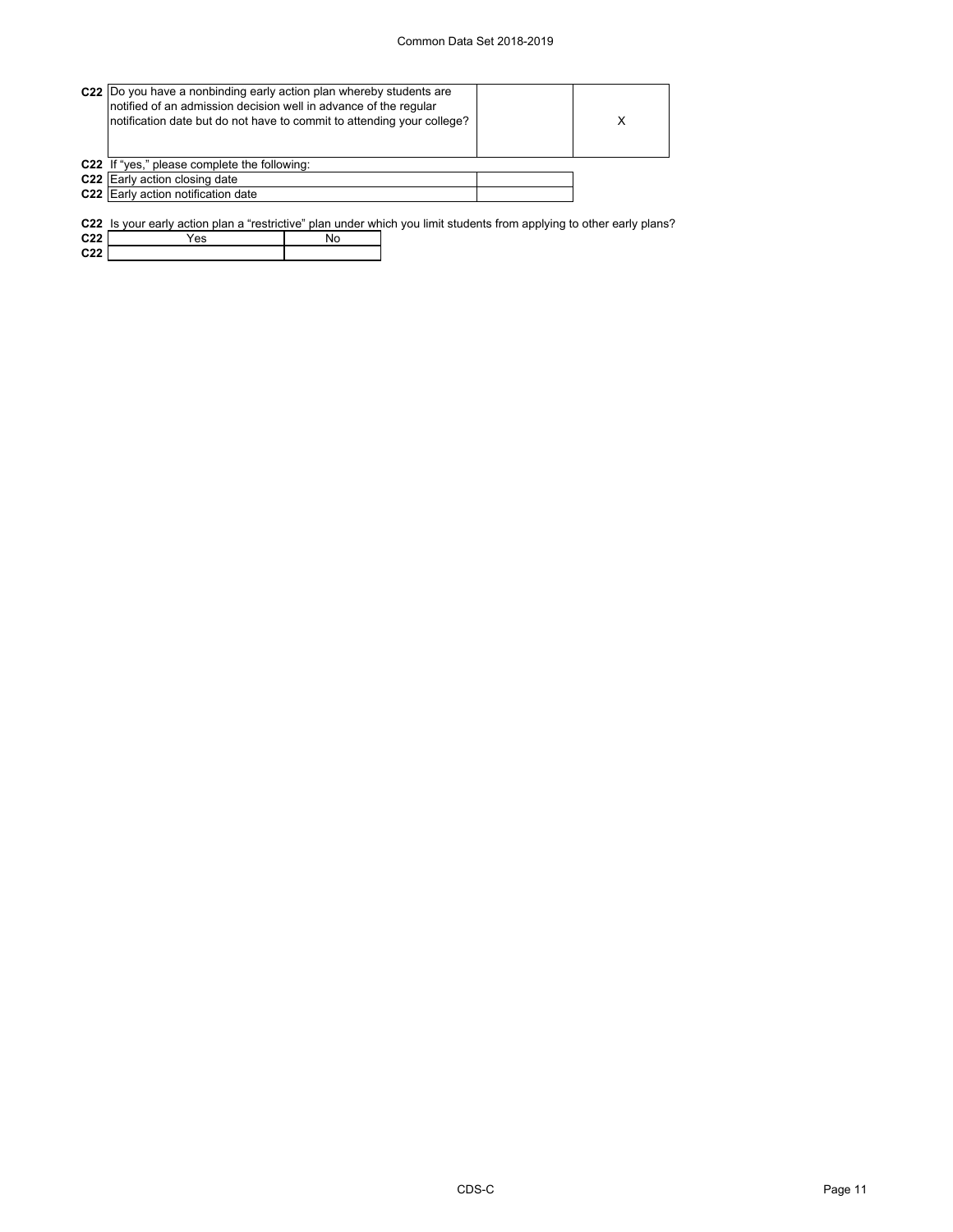| | | | |
|---|---|---|---|
| C22 | Do you have a nonbinding early action plan whereby students are notified of an admission decision well in advance of the regular notification date but do not have to commit to attending your college? | | X |

C22 If "yes," please complete the following:

| | | |
|---|---|---|
| C22 | Early action closing date | |
| C22 | Early action notification date | |

C22 Is your early action plan a "restrictive" plan under which you limit students from applying to other early plans?

| | Yes | No |
|---|---|---|
| C22 | | |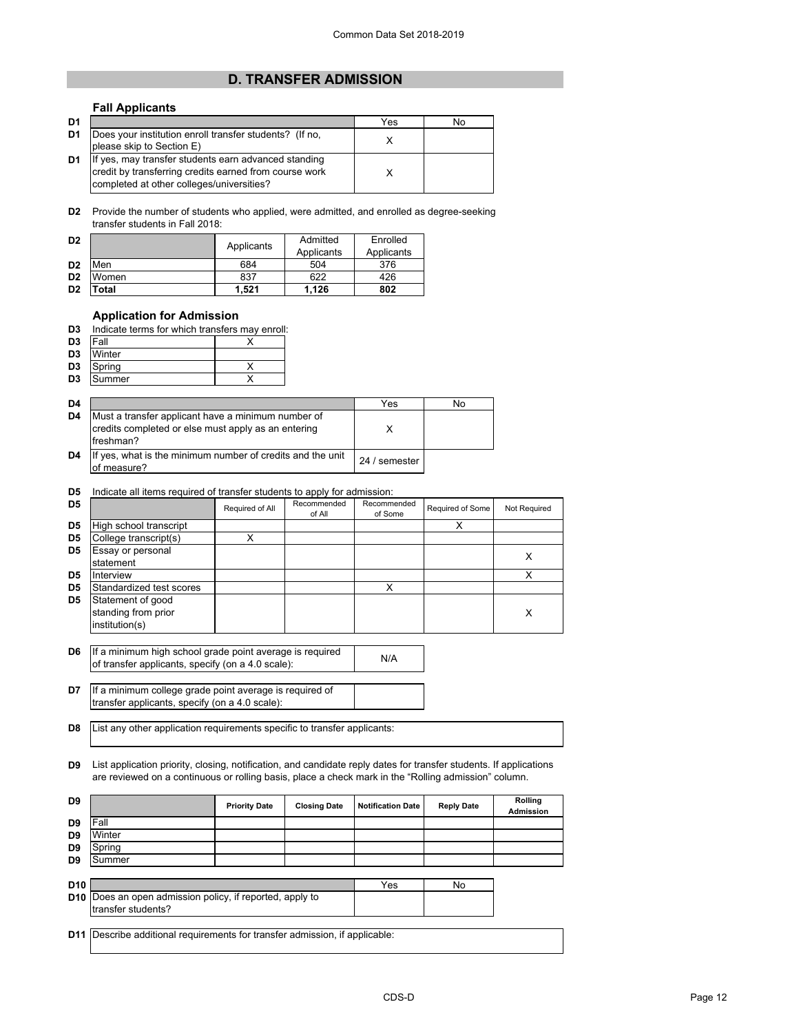## D. TRANSFER ADMISSION

### Fall Applicants

| | | Yes | No |
|---|---|---|---|
| D1 | | Yes | No |
| D1 | Does your institution enroll transfer students? (If no, please skip to Section E) | X | |
| D1 | If yes, may transfer students earn advanced standing credit by transferring credits earned from course work completed at other colleges/universities? | X | |

**D2** Provide the number of students who applied, were admitted, and enrolled as degree-seeking transfer students in Fall 2018:

| | | Applicants | Admitted Applicants | Enrolled Applicants |
|---|---|---|---|---|
| D2 | Men | 684 | 504 | 376 |
| D2 | Women | 837 | 622 | 426 |
| D2 | **Total** | **1,521** | **1,126** | **802** |

### Application for Admission

**D3** Indicate terms for which transfers may enroll:

| | | |
|---|---|---|
| D3 | Fall | X |
| D3 | Winter | |
| D3 | Spring | X |
| D3 | Summer | X |

| | | Yes | No |
|---|---|---|---|
| D4 | | Yes | No |
| D4 | Must a transfer applicant have a minimum number of credits completed or else must apply as an entering freshman? | X | |
| D4 | If yes, what is the minimum number of credits and the unit of measure? | 24 / semester | |

**D5** Indicate all items required of transfer students to apply for admission:

| | | Required of All | Recommended of All | Recommended of Some | Required of Some | Not Required |
|---|---|---|---|---|---|---|
| D5 | High school transcript | | | | X | |
| D5 | College transcript(s) | X | | | | |
| D5 | Essay or personal statement | | | | | X |
| D5 | Interview | | | | | X |
| D5 | Standardized test scores | | | X | | |
| D5 | Statement of good standing from prior institution(s) | | | | | X |

| | | |
|---|---|---|
| D6 | If a minimum high school grade point average is required of transfer applicants, specify (on a 4.0 scale): | N/A |
| D7 | If a minimum college grade point average is required of transfer applicants, specify (on a 4.0 scale): | |

**D8** List any other application requirements specific to transfer applicants:

**D9** List application priority, closing, notification, and candidate reply dates for transfer students. If applications are reviewed on a continuous or rolling basis, place a check mark in the "Rolling admission" column.

| | | Priority Date | Closing Date | Notification Date | Reply Date | Rolling Admission |
|---|---|---|---|---|---|---|
| D9 | Fall | | | | | |
| D9 | Winter | | | | | |
| D9 | Spring | | | | | |
| D9 | Summer | | | | | |

| | | Yes | No |
|---|---|---|---|
| D10 | | Yes | No |
| D10 | Does an open admission policy, if reported, apply to transfer students? | | |

**D11** Describe additional requirements for transfer admission, if applicable: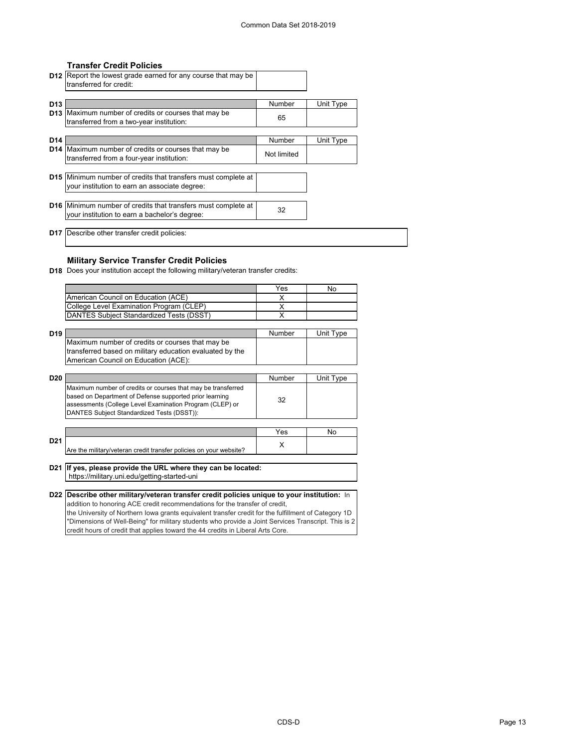### Transfer Credit Policies

| | | |
|---|---|---|
| **D12** | Report the lowest grade earned for any course that may be transferred for credit: | |

| | | Number | Unit Type |
|---|---|---|---|
| **D13** | | Number | Unit Type |
| **D13** | Maximum number of credits or courses that may be transferred from a two-year institution: | 65 | |

| | | Number | Unit Type |
|---|---|---|---|
| **D14** | | Number | Unit Type |
| **D14** | Maximum number of credits or courses that may be transferred from a four-year institution: | Not limited | |

| | | |
|---|---|---|
| **D15** | Minimum number of credits that transfers must complete at your institution to earn an associate degree: | |

| | | |
|---|---|---|
| **D16** | Minimum number of credits that transfers must complete at your institution to earn a bachelor's degree: | 32 |

**D17** Describe other transfer credit policies:

### Military Service Transfer Credit Policies

**D18** Does your institution accept the following military/veteran transfer credits:

| | Yes | No |
|---|---|---|
| American Council on Education (ACE) | X | |
| College Level Examination Program (CLEP) | X | |
| DANTES Subject Standardized Tests (DSST) | X | |

| | | Number | Unit Type |
|---|---|---|---|
| **D19** | | Number | Unit Type |
| | Maximum number of credits or courses that may be transferred based on military education evaluated by the American Council on Education (ACE): | | |

| | | Number | Unit Type |
|---|---|---|---|
| **D20** | | Number | Unit Type |
| | Maximum number of credits or courses that may be transferred based on Department of Defense supported prior learning assessments (College Level Examination Program (CLEP) or DANTES Subject Standardized Tests (DSST)): | 32 | |

| | | Yes | No |
|---|---|---|---|
| **D21** | Are the military/veteran credit transfer policies on your website? | X | |

**D21** **If yes, please provide the URL where they can be located:**
https://military.uni.edu/getting-started-uni

**D22** **Describe other military/veteran transfer credit policies unique to your institution:** In addition to honoring ACE credit recommendations for the transfer of credit, the University of Northern Iowa grants equivalent transfer credit for the fulfillment of Category 1D "Dimensions of Well-Being" for military students who provide a Joint Services Transcript. This is 2 credit hours of credit that applies toward the 44 credits in Liberal Arts Core.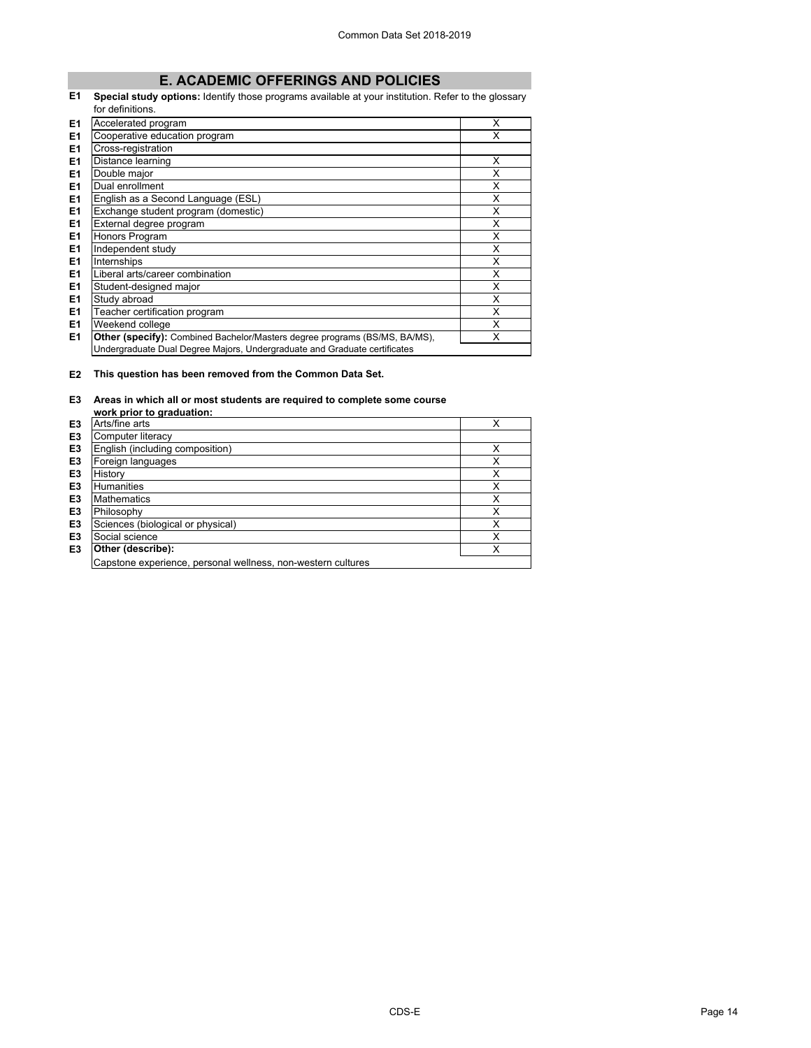## E. ACADEMIC OFFERINGS AND POLICIES

**E1 Special study options:** Identify those programs available at your institution. Refer to the glossary for definitions.

| | | |
|---|---|---|
| E1 | Accelerated program | X |
| E1 | Cooperative education program | X |
| E1 | Cross-registration | |
| E1 | Distance learning | X |
| E1 | Double major | X |
| E1 | Dual enrollment | X |
| E1 | English as a Second Language (ESL) | X |
| E1 | Exchange student program (domestic) | X |
| E1 | External degree program | X |
| E1 | Honors Program | X |
| E1 | Independent study | X |
| E1 | Internships | X |
| E1 | Liberal arts/career combination | X |
| E1 | Student-designed major | X |
| E1 | Study abroad | X |
| E1 | Teacher certification program | X |
| E1 | Weekend college | X |
| E1 | **Other (specify):** Combined Bachelor/Masters degree programs (BS/MS, BA/MS), Undergraduate Dual Degree Majors, Undergraduate and Graduate certificates | X |

**E2 This question has been removed from the Common Data Set.**

**E3 Areas in which all or most students are required to complete some course work prior to graduation:**

| | | |
|---|---|---|
| E3 | Arts/fine arts | X |
| E3 | Computer literacy | |
| E3 | English (including composition) | X |
| E3 | Foreign languages | X |
| E3 | History | X |
| E3 | Humanities | X |
| E3 | Mathematics | X |
| E3 | Philosophy | X |
| E3 | Sciences (biological or physical) | X |
| E3 | Social science | X |
| E3 | **Other (describe):** Capstone experience, personal wellness, non-western cultures | X |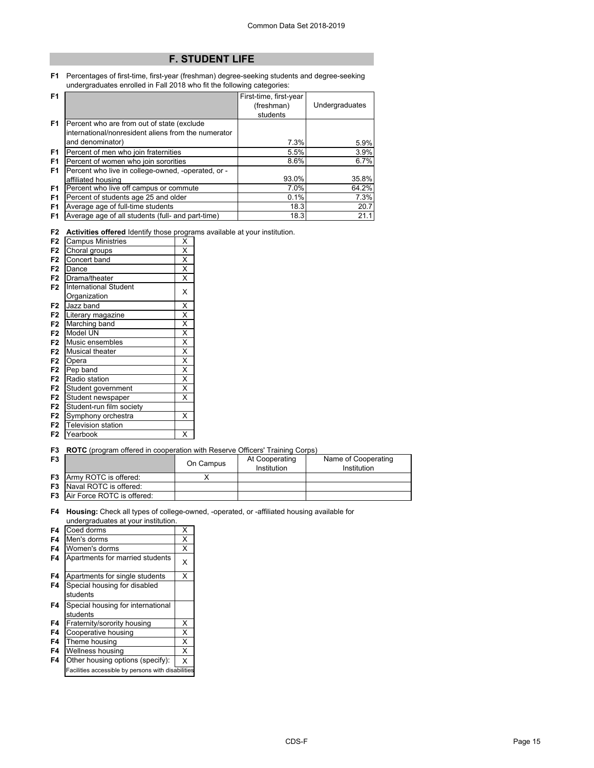# F. STUDENT LIFE

**F1** Percentages of first-time, first-year (freshman) degree-seeking students and degree-seeking undergraduates enrolled in Fall 2018 who fit the following categories:

| F1 | | First-time, first-year (freshman) students | Undergraduates |
|---|---|---|---|
| F1 | Percent who are from out of state (exclude international/nonresident aliens from the numerator and denominator) | 7.3% | 5.9% |
| F1 | Percent of men who join fraternities | 5.5% | 3.9% |
| F1 | Percent of women who join sororities | 8.6% | 6.7% |
| F1 | Percent who live in college-owned, -operated, or -affiliated housing | 93.0% | 35.8% |
| F1 | Percent who live off campus or commute | 7.0% | 64.2% |
| F1 | Percent of students age 25 and older | 0.1% | 7.3% |
| F1 | Average age of full-time students | 18.3 | 20.7 |
| F1 | Average age of all students (full- and part-time) | 18.3 | 21.1 |

**F2** **Activities offered** Identify those programs available at your institution.

| F2 | Activity | |
|---|---|---|
| F2 | Campus Ministries | X |
| F2 | Choral groups | X |
| F2 | Concert band | X |
| F2 | Dance | X |
| F2 | Drama/theater | X |
| F2 | International Student Organization | X |
| F2 | Jazz band | X |
| F2 | Literary magazine | X |
| F2 | Marching band | X |
| F2 | Model UN | X |
| F2 | Music ensembles | X |
| F2 | Musical theater | X |
| F2 | Opera | X |
| F2 | Pep band | X |
| F2 | Radio station | X |
| F2 | Student government | X |
| F2 | Student newspaper | X |
| F2 | Student-run film society | |
| F2 | Symphony orchestra | X |
| F2 | Television station | |
| F2 | Yearbook | X |

**F3** **ROTC** (program offered in cooperation with Reserve Officers' Training Corps)

| F3 | | On Campus | At Cooperating Institution | Name of Cooperating Institution |
|---|---|---|---|---|
| F3 | Army ROTC is offered: | X | | |
| F3 | Naval ROTC is offered: | | | |
| F3 | Air Force ROTC is offered: | | | |

**F4** **Housing:** Check all types of college-owned, -operated, or -affiliated housing available for undergraduates at your institution.

| F4 | Housing type | |
|---|---|---|
| F4 | Coed dorms | X |
| F4 | Men's dorms | X |
| F4 | Women's dorms | X |
| F4 | Apartments for married students | X |
| F4 | Apartments for single students | X |
| F4 | Special housing for disabled students | |
| F4 | Special housing for international students | |
| F4 | Fraternity/sorority housing | X |
| F4 | Cooperative housing | X |
| F4 | Theme housing | X |
| F4 | Wellness housing | X |
| F4 | Other housing options (specify): | X |
| | Facilities accessible by persons with disabilities | |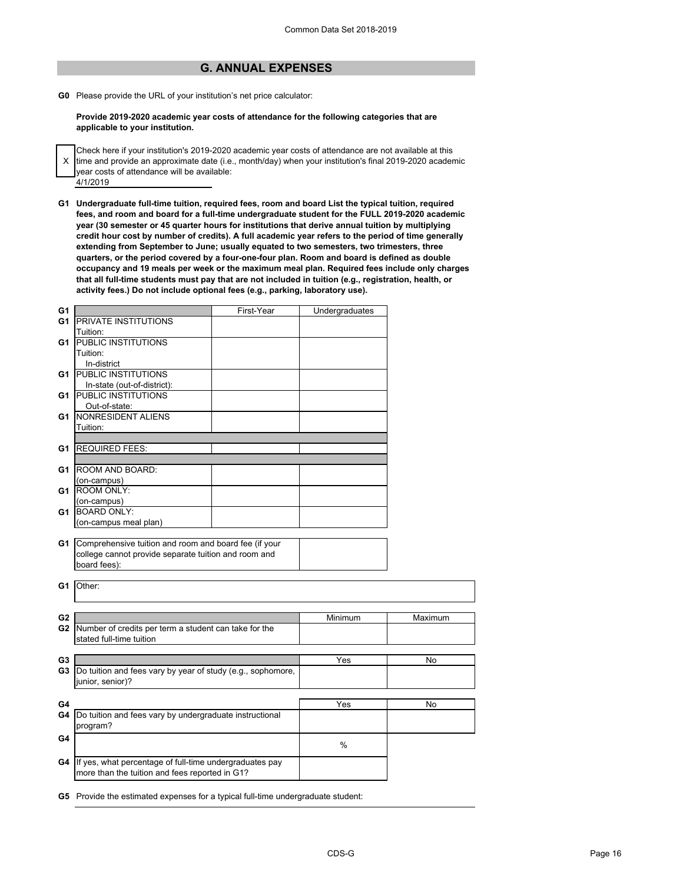## G. ANNUAL EXPENSES

**G0** Please provide the URL of your institution's net price calculator:

**Provide 2019-2020 academic year costs of attendance for the following categories that are applicable to your institution.**

X Check here if your institution's 2019-2020 academic year costs of attendance are not available at this time and provide an approximate date (i.e., month/day) when your institution's final 2019-2020 academic year costs of attendance will be available:

4/1/2019

**G1 Undergraduate full-time tuition, required fees, room and board List the typical tuition, required fees, and room and board for a full-time undergraduate student for the FULL 2019-2020 academic year (30 semester or 45 quarter hours for institutions that derive annual tuition by multiplying credit hour cost by number of credits). A full academic year refers to the period of time generally extending from September to June; usually equated to two semesters, two trimesters, three quarters, or the period covered by a four-one-four plan. Room and board is defined as double occupancy and 19 meals per week or the maximum meal plan. Required fees include only charges that all full-time students must pay that are not included in tuition (e.g., registration, health, or activity fees.) Do not include optional fees (e.g., parking, laboratory use).**

| G1 | | First-Year | Undergraduates |
|---|---|---|---|
| G1 | PRIVATE INSTITUTIONS Tuition: | | |
| G1 | PUBLIC INSTITUTIONS Tuition: In-district | | |
| G1 | PUBLIC INSTITUTIONS In-state (out-of-district): | | |
| G1 | PUBLIC INSTITUTIONS Out-of-state: | | |
| G1 | NONRESIDENT ALIENS Tuition: | | |
| G1 | REQUIRED FEES: | | |
| G1 | ROOM AND BOARD: (on-campus) | | |
| G1 | ROOM ONLY: (on-campus) | | |
| G1 | BOARD ONLY: (on-campus meal plan) | | |

| G1 | Comprehensive tuition and room and board fee (if your college cannot provide separate tuition and room and board fees): | |
|---|---|---|

| G1 | Other: |
|---|---|

| G2 | | Minimum | Maximum |
|---|---|---|---|
| G2 | Number of credits per term a student can take for the stated full-time tuition | | |

| G3 | | Yes | No |
|---|---|---|---|
| G3 | Do tuition and fees vary by year of study (e.g., sophomore, junior, senior)? | | |

| G4 | | Yes | No |
|---|---|---|---|
| G4 | Do tuition and fees vary by undergraduate instructional program? | | |
| G4 | | % | |
| G4 | If yes, what percentage of full-time undergraduates pay more than the tuition and fees reported in G1? | | |

**G5** Provide the estimated expenses for a typical full-time undergraduate student: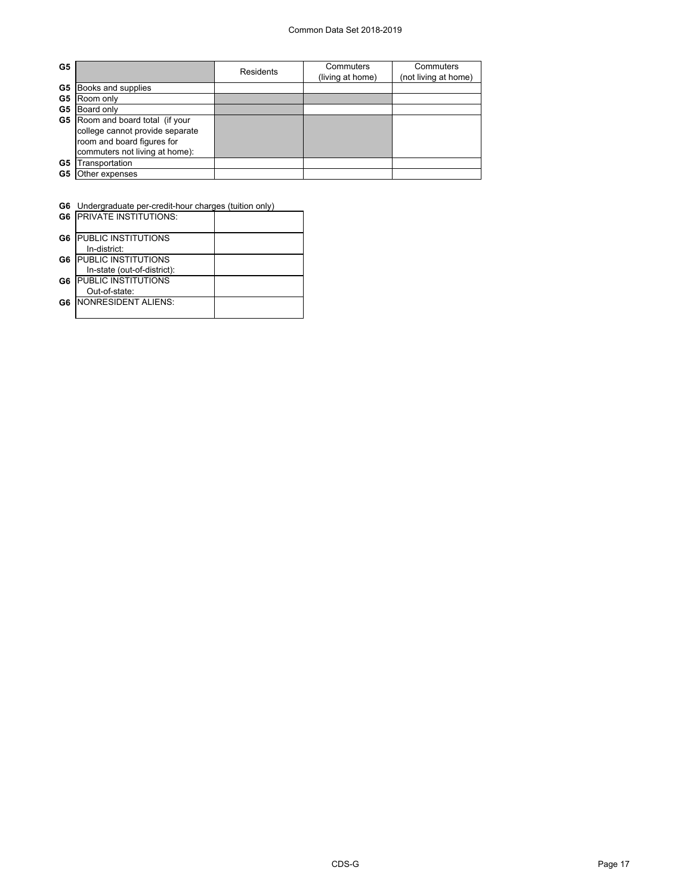| G5 | | Residents | Commuters (living at home) | Commuters (not living at home) |
|---|---|---|---|---|
| G5 | Books and supplies | | | |
| G5 | Room only | | | |
| G5 | Board only | | | |
| G5 | Room and board total (if your college cannot provide separate room and board figures for commuters not living at home): | | | |
| G5 | Transportation | | | |
| G5 | Other expenses | | | |

**G6** Undergraduate per-credit-hour charges (tuition only)

| | | |
|---|---|---|
| G6 | PRIVATE INSTITUTIONS: | |
| G6 | PUBLIC INSTITUTIONS In-district: | |
| G6 | PUBLIC INSTITUTIONS In-state (out-of-district): | |
| G6 | PUBLIC INSTITUTIONS Out-of-state: | |
| G6 | NONRESIDENT ALIENS: | |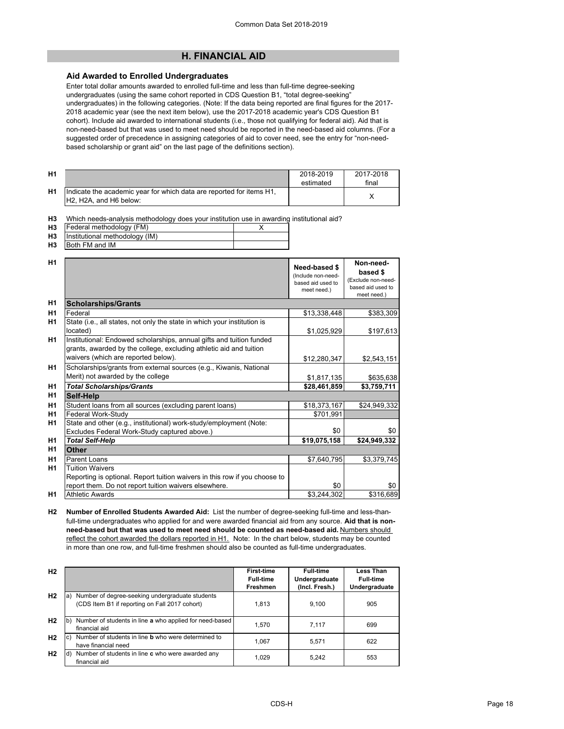## H. FINANCIAL AID

### Aid Awarded to Enrolled Undergraduates

Enter total dollar amounts awarded to enrolled full-time and less than full-time degree-seeking undergraduates (using the same cohort reported in CDS Question B1, "total degree-seeking" undergraduates) in the following categories. (Note: If the data being reported are final figures for the 2017-2018 academic year (see the next item below), use the 2017-2018 academic year's CDS Question B1 cohort). Include aid awarded to international students (i.e., those not qualifying for federal aid). Aid that is non-need-based but that was used to meet need should be reported in the need-based aid columns. (For a suggested order of precedence in assigning categories of aid to cover need, see the entry for "non-need-based scholarship or grant aid" on the last page of the definitions section).

| | | 2018-2019 estimated | 2017-2018 final |
|---|---|---|---|
| H1 | Indicate the academic year for which data are reported for items H1, H2, H2A, and H6 below: | | X |

**H3** Which needs-analysis methodology does your institution use in awarding institutional aid?

| | | |
|---|---|---|
| H3 | Federal methodology (FM) | X |
| H3 | Institutional methodology (IM) | |
| H3 | Both FM and IM | |

| | | Need-based $ (Include non-need-based aid used to meet need.) | Non-need-based $ (Exclude non-need-based aid used to meet need.) |
|---|---|---|---|
| H1 | **Scholarships/Grants** | | |
| H1 | Federal | $13,338,448 | $383,309 |
| H1 | State (i.e., all states, not only the state in which your institution is located) | $1,025,929 | $197,613 |
| H1 | Institutional: Endowed scholarships, annual gifts and tuition funded grants, awarded by the college, excluding athletic aid and tuition waivers (which are reported below). | $12,280,347 | $2,543,151 |
| H1 | Scholarships/grants from external sources (e.g., Kiwanis, National Merit) not awarded by the college | $1,817,135 | $635,638 |
| H1 | ***Total Scholarships/Grants*** | **$28,461,859** | **$3,759,711** |
| H1 | **Self-Help** | | |
| H1 | Student loans from all sources (excluding parent loans) | $18,373,167 | $24,949,332 |
| H1 | Federal Work-Study | $701,991 | |
| H1 | State and other (e.g., institutional) work-study/employment (Note: Excludes Federal Work-Study captured above.) | $0 | $0 |
| H1 | ***Total Self-Help*** | **$19,075,158** | **$24,949,332** |
| H1 | **Other** | | |
| H1 | Parent Loans | $7,640,795 | $3,379,745 |
| H1 | Tuition Waivers<br>Reporting is optional. Report tuition waivers in this row if you choose to report them. Do not report tuition waivers elsewhere. | $0 | $0 |
| H1 | Athletic Awards | $3,244,302 | $316,689 |

**H2** **Number of Enrolled Students Awarded Aid:** List the number of degree-seeking full-time and less-than-full-time undergraduates who applied for and were awarded financial aid from any source. **Aid that is non-need-based but that was used to meet need should be counted as need-based aid.** Numbers should reflect the cohort awarded the dollars reported in H1. Note: In the chart below, students may be counted in more than one row, and full-time freshmen should also be counted as full-time undergraduates.

| | | First-time Full-time Freshmen | Full-time Undergraduate (Incl. Fresh.) | Less Than Full-time Undergraduate |
|---|---|---|---|---|
| H2 | a) Number of degree-seeking undergraduate students (CDS Item B1 if reporting on Fall 2017 cohort) | 1,813 | 9,100 | 905 |
| H2 | b) Number of students in line **a** who applied for need-based financial aid | 1,570 | 7,117 | 699 |
| H2 | c) Number of students in line **b** who were determined to have financial need | 1,067 | 5,571 | 622 |
| H2 | d) Number of students in line **c** who were awarded any financial aid | 1,029 | 5,242 | 553 |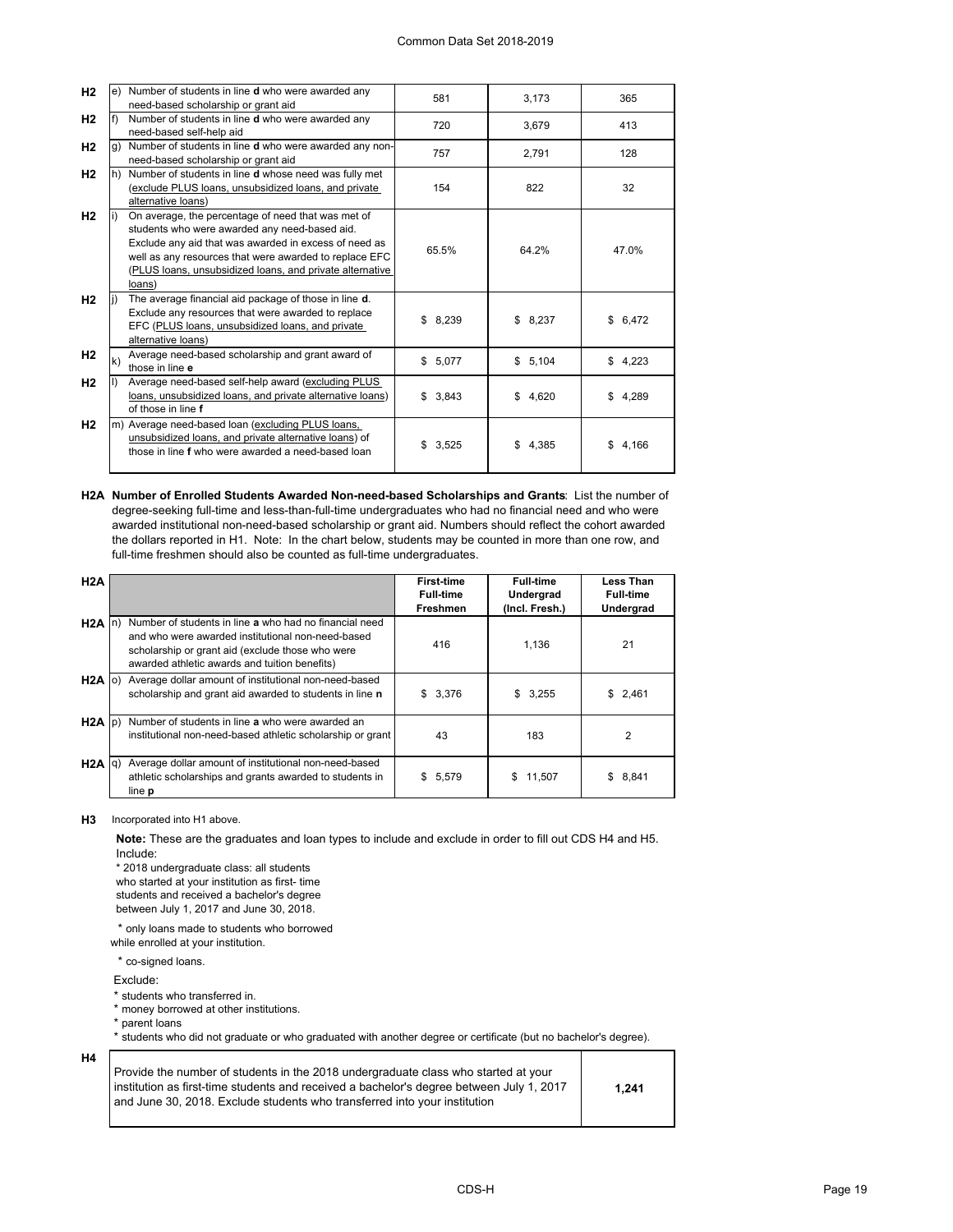| | | | | |
|---|---|---|---|---|
| H2 | e) Number of students in line **d** who were awarded any need-based scholarship or grant aid | 581 | 3,173 | 365 |
| H2 | f) Number of students in line **d** who were awarded any need-based self-help aid | 720 | 3,679 | 413 |
| H2 | g) Number of students in line **d** who were awarded any non-need-based scholarship or grant aid | 757 | 2,791 | 128 |
| H2 | h) Number of students in line **d** whose need was fully met (exclude PLUS loans, unsubsidized loans, and private alternative loans) | 154 | 822 | 32 |
| H2 | i) On average, the percentage of need that was met of students who were awarded any need-based aid. Exclude any aid that was awarded in excess of need as well as any resources that were awarded to replace EFC (PLUS loans, unsubsidized loans, and private alternative loans) | 65.5% | 64.2% | 47.0% |
| H2 | j) The average financial aid package of those in line **d**. Exclude any resources that were awarded to replace EFC (PLUS loans, unsubsidized loans, and private alternative loans) | $ 8,239 | $ 8,237 | $ 6,472 |
| H2 | k) Average need-based scholarship and grant award of those in line **e** | $ 5,077 | $ 5,104 | $ 4,223 |
| H2 | l) Average need-based self-help award (excluding PLUS loans, unsubsidized loans, and private alternative loans) of those in line **f** | $ 3,843 | $ 4,620 | $ 4,289 |
| H2 | m) Average need-based loan (excluding PLUS loans, unsubsidized loans, and private alternative loans) of those in line **f** who were awarded a need-based loan | $ 3,525 | $ 4,385 | $ 4,166 |

**H2A Number of Enrolled Students Awarded Non-need-based Scholarships and Grants**: List the number of degree-seeking full-time and less-than-full-time undergraduates who had no financial need and who were awarded institutional non-need-based scholarship or grant aid. Numbers should reflect the cohort awarded the dollars reported in H1. Note: In the chart below, students may be counted in more than one row, and full-time freshmen should also be counted as full-time undergraduates.

| H2A | | First-time Full-time Freshmen | Full-time Undergrad (Incl. Fresh.) | Less Than Full-time Undergrad |
|---|---|---|---|---|
| H2A | n) Number of students in line **a** who had no financial need and who were awarded institutional non-need-based scholarship or grant aid (exclude those who were awarded athletic awards and tuition benefits) | 416 | 1,136 | 21 |
| H2A | o) Average dollar amount of institutional non-need-based scholarship and grant aid awarded to students in line **n** | $ 3,376 | $ 3,255 | $ 2,461 |
| H2A | p) Number of students in line **a** who were awarded an institutional non-need-based athletic scholarship or grant | 43 | 183 | 2 |
| H2A | q) Average dollar amount of institutional non-need-based athletic scholarships and grants awarded to students in line **p** | $ 5,579 | $ 11,507 | $ 8,841 |

**H3** Incorporated into H1 above.

**Note:** These are the graduates and loan types to include and exclude in order to fill out CDS H4 and H5.

Include:

* 2018 undergraduate class: all students who started at your institution as first- time students and received a bachelor's degree between July 1, 2017 and June 30, 2018.
* only loans made to students who borrowed while enrolled at your institution.
* co-signed loans.

Exclude:

* students who transferred in.
* money borrowed at other institutions.
* parent loans
* students who did not graduate or who graduated with another degree or certificate (but no bachelor's degree).

| H4 | | |
|---|---|---|
| | Provide the number of students in the 2018 undergraduate class who started at your institution as first-time students and received a bachelor's degree between July 1, 2017 and June 30, 2018. Exclude students who transferred into your institution | **1,241** |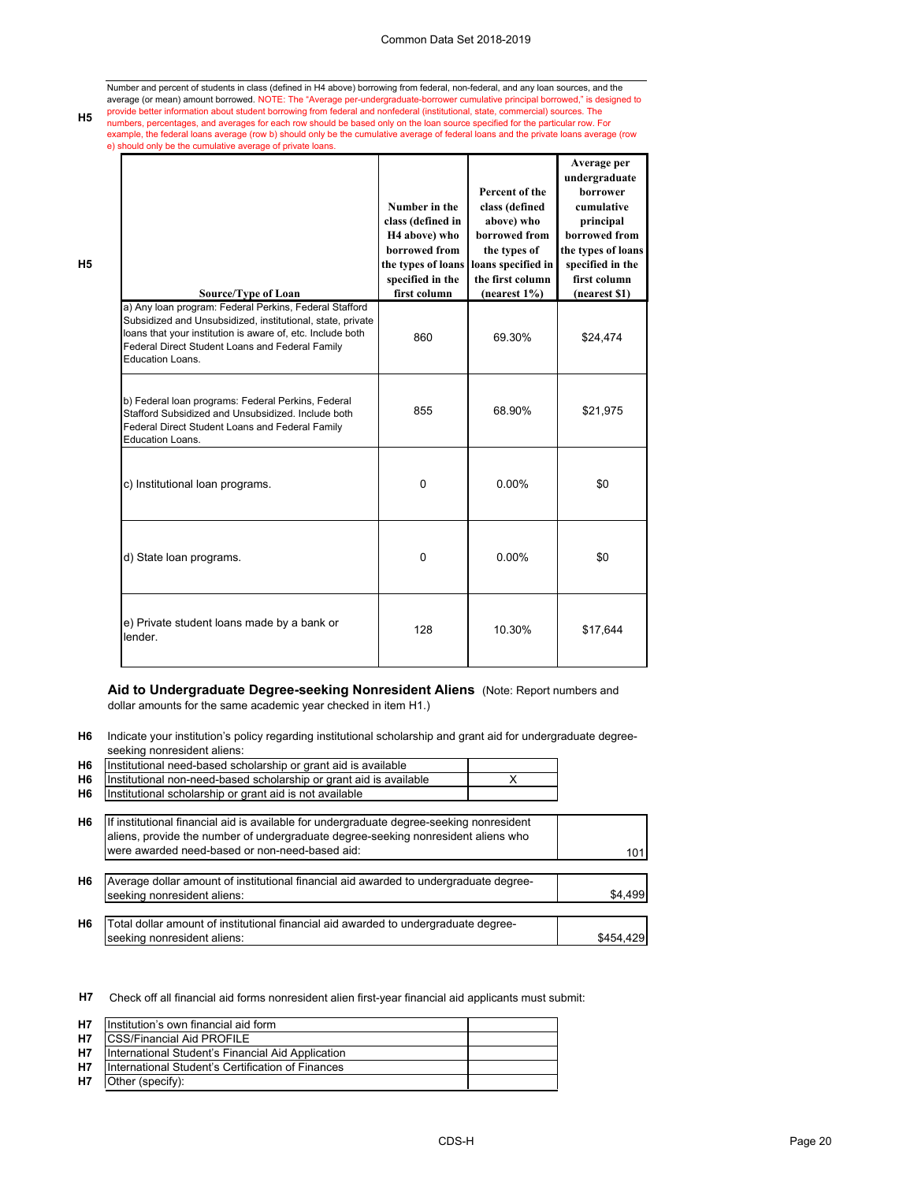**H5** Number and percent of students in class (defined in H4 above) borrowing from federal, non-federal, and any loan sources, and the average (or mean) amount borrowed. NOTE: The "Average per-undergraduate-borrower cumulative principal borrowed," is designed to provide better information about student borrowing from federal and nonfederal (institutional, state, commercial) sources. The numbers, percentages, and averages for each row should be based only on the loan source specified for the particular row. For example, the federal loans average (row b) should only be the cumulative average of federal loans and the private loans average (row e) should only be the cumulative average of private loans.

**H5**

| Source/Type of Loan | Number in the class (defined in H4 above) who borrowed from the types of loans specified in the first column | Percent of the class (defined above) who borrowed from the types of loans specified in the first column (nearest 1%) | Average per undergraduate borrower cumulative principal borrowed from the types of loans specified in the first column (nearest $1) |
|---|---|---|---|
| a) Any loan program: Federal Perkins, Federal Stafford Subsidized and Unsubsidized, institutional, state, private loans that your institution is aware of, etc. Include both Federal Direct Student Loans and Federal Family Education Loans. | 860 | 69.30% | $24,474 |
| b) Federal loan programs: Federal Perkins, Federal Stafford Subsidized and Unsubsidized. Include both Federal Direct Student Loans and Federal Family Education Loans. | 855 | 68.90% | $21,975 |
| c) Institutional loan programs. | 0 | 0.00% | $0 |
| d) State loan programs. | 0 | 0.00% | $0 |
| e) Private student loans made by a bank or lender. | 128 | 10.30% | $17,644 |

### Aid to Undergraduate Degree-seeking Nonresident Aliens

(Note: Report numbers and dollar amounts for the same academic year checked in item H1.)

**H6** Indicate your institution's policy regarding institutional scholarship and grant aid for undergraduate degree-seeking nonresident aliens:

| | | |
|---|---|---|
| H6 | Institutional need-based scholarship or grant aid is available | |
| H6 | Institutional non-need-based scholarship or grant aid is available | X |
| H6 | Institutional scholarship or grant aid is not available | |

| | | |
|---|---|---|
| H6 | If institutional financial aid is available for undergraduate degree-seeking nonresident aliens, provide the number of undergraduate degree-seeking nonresident aliens who were awarded need-based or non-need-based aid: | 101 |
| H6 | Average dollar amount of institutional financial aid awarded to undergraduate degree-seeking nonresident aliens: | $4,499 |
| H6 | Total dollar amount of institutional financial aid awarded to undergraduate degree-seeking nonresident aliens: | $454,429 |

**H7** Check off all financial aid forms nonresident alien first-year financial aid applicants must submit:

| | | |
|---|---|---|
| H7 | Institution's own financial aid form | |
| H7 | CSS/Financial Aid PROFILE | |
| H7 | International Student's Financial Aid Application | |
| H7 | International Student's Certification of Finances | |
| H7 | Other (specify): | |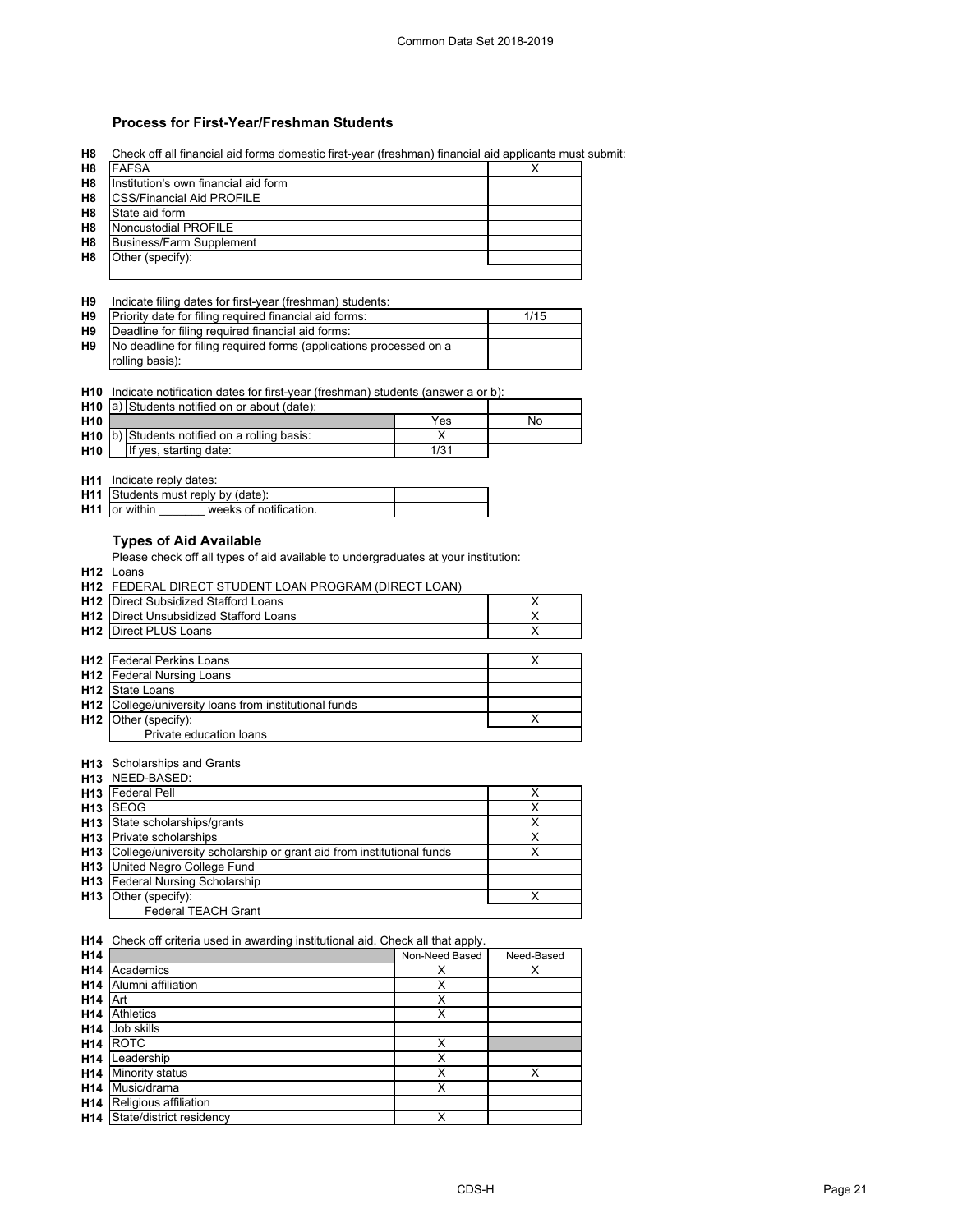## Process for First-Year/Freshman Students

H8 Check off all financial aid forms domestic first-year (freshman) financial aid applicants must submit:

| | | |
|---|---|---|
| H8 | FAFSA | X |
| H8 | Institution's own financial aid form | |
| H8 | CSS/Financial Aid PROFILE | |
| H8 | State aid form | |
| H8 | Noncustodial PROFILE | |
| H8 | Business/Farm Supplement | |
| H8 | Other (specify): | |

H9 Indicate filing dates for first-year (freshman) students:

| | | |
|---|---|---|
| H9 | Priority date for filing required financial aid forms: | 1/15 |
| H9 | Deadline for filing required financial aid forms: | |
| H9 | No deadline for filing required forms (applications processed on a rolling basis): | |

H10 Indicate notification dates for first-year (freshman) students (answer a or b):

| | | | |
|---|---|---|---|
| H10 | a) Students notified on or about (date): | | |
| H10 | | Yes | No |
| H10 | b) Students notified on a rolling basis: | X | |
| H10 | If yes, starting date: | 1/31 | |

H11 Indicate reply dates:

| | | |
|---|---|---|
| H11 | Students must reply by (date): | |
| H11 | or within _______ weeks of notification. | |

## Types of Aid Available

Please check off all types of aid available to undergraduates at your institution:

H12 Loans

H12 FEDERAL DIRECT STUDENT LOAN PROGRAM (DIRECT LOAN)

| | | |
|---|---|---|
| H12 | Direct Subsidized Stafford Loans | X |
| H12 | Direct Unsubsidized Stafford Loans | X |
| H12 | Direct PLUS Loans | X |

| | | |
|---|---|---|
| H12 | Federal Perkins Loans | X |
| H12 | Federal Nursing Loans | |
| H12 | State Loans | |
| H12 | College/university loans from institutional funds | |
| H12 | Other (specify): Private education loans | X |

H13 Scholarships and Grants

H13 NEED-BASED:

| | | |
|---|---|---|
| H13 | Federal Pell | X |
| H13 | SEOG | X |
| H13 | State scholarships/grants | X |
| H13 | Private scholarships | X |
| H13 | College/university scholarship or grant aid from institutional funds | X |
| H13 | United Negro College Fund | |
| H13 | Federal Nursing Scholarship | |
| H13 | Other (specify): Federal TEACH Grant | X |

H14 Check off criteria used in awarding institutional aid. Check all that apply.

| | | Non-Need Based | Need-Based |
|---|---|---|---|
| H14 | Academics | X | X |
| H14 | Alumni affiliation | X | |
| H14 | Art | X | |
| H14 | Athletics | X | |
| H14 | Job skills | | |
| H14 | ROTC | X | |
| H14 | Leadership | X | |
| H14 | Minority status | X | X |
| H14 | Music/drama | X | |
| H14 | Religious affiliation | | |
| H14 | State/district residency | X | |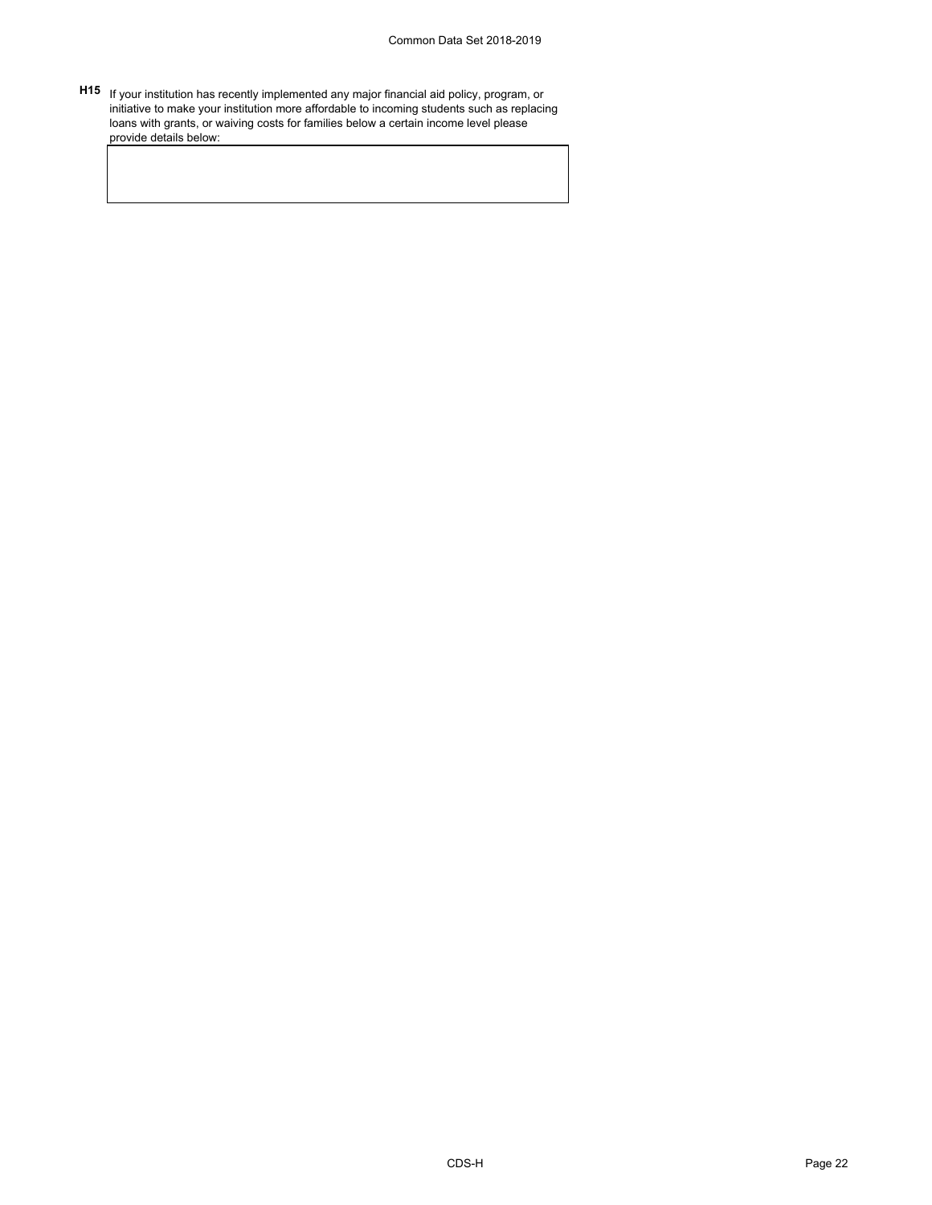**H15** If your institution has recently implemented any major financial aid policy, program, or initiative to make your institution more affordable to incoming students such as replacing loans with grants, or waiving costs for families below a certain income level please provide details below:

| |
|---|
| |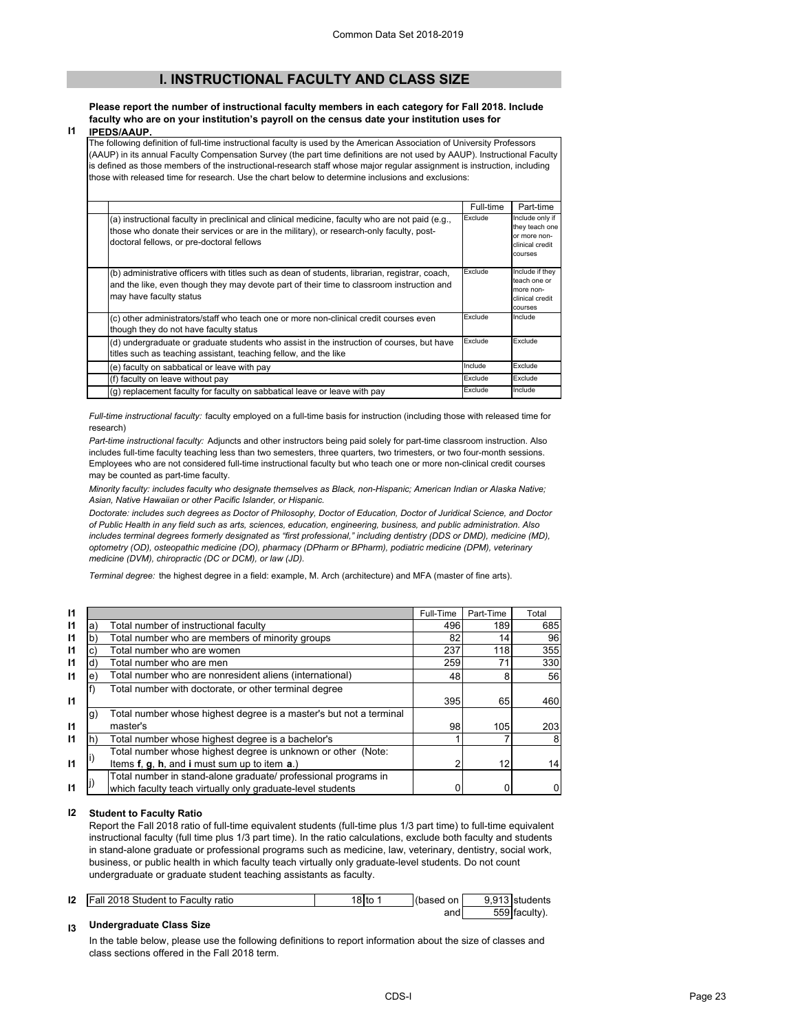# I. INSTRUCTIONAL FACULTY AND CLASS SIZE

**I1** **Please report the number of instructional faculty members in each category for Fall 2018. Include faculty who are on your institution's payroll on the census date your institution uses for IPEDS/AAUP.**

The following definition of full-time instructional faculty is used by the American Association of University Professors (AAUP) in its annual Faculty Compensation Survey (the part time definitions are not used by AAUP). Instructional Faculty is defined as those members of the instructional-research staff whose major regular assignment is instruction, including those with released time for research. Use the chart below to determine inclusions and exclusions:

| | Full-time | Part-time |
|---|---|---|
| (a) instructional faculty in preclinical and clinical medicine, faculty who are not paid (e.g., those who donate their services or are in the military), or research-only faculty, post-doctoral fellows, or pre-doctoral fellows | Exclude | Include only if they teach one or more non-clinical credit courses |
| (b) administrative officers with titles such as dean of students, librarian, registrar, coach, and the like, even though they may devote part of their time to classroom instruction and may have faculty status | Exclude | Include if they teach one or more non-clinical credit courses |
| (c) other administrators/staff who teach one or more non-clinical credit courses even though they do not have faculty status | Exclude | Include |
| (d) undergraduate or graduate students who assist in the instruction of courses, but have titles such as teaching assistant, teaching fellow, and the like | Exclude | Exclude |
| (e) faculty on sabbatical or leave with pay | Include | Exclude |
| (f) faculty on leave without pay | Exclude | Exclude |
| (g) replacement faculty for faculty on sabbatical leave or leave with pay | Exclude | Include |

*Full-time instructional faculty:* faculty employed on a full-time basis for instruction (including those with released time for research)

*Part-time instructional faculty:* Adjuncts and other instructors being paid solely for part-time classroom instruction. Also includes full-time faculty teaching less than two semesters, three quarters, two trimesters, or two four-month sessions. Employees who are not considered full-time instructional faculty but who teach one or more non-clinical credit courses may be counted as part-time faculty.

*Minority faculty: includes faculty who designate themselves as Black, non-Hispanic; American Indian or Alaska Native; Asian, Native Hawaiian or other Pacific Islander, or Hispanic.*

*Doctorate: includes such degrees as Doctor of Philosophy, Doctor of Education, Doctor of Juridical Science, and Doctor of Public Health in any field such as arts, sciences, education, engineering, business, and public administration. Also includes terminal degrees formerly designated as "first professional," including dentistry (DDS or DMD), medicine (MD), optometry (OD), osteopathic medicine (DO), pharmacy (DPharm or BPharm), podiatric medicine (DPM), veterinary medicine (DVM), chiropractic (DC or DCM), or law (JD).*

*Terminal degree:* the highest degree in a field: example, M. Arch (architecture) and MFA (master of fine arts).

| | | | Full-Time | Part-Time | Total |
|---|---|---|---|---|---|
| I1 | a) | Total number of instructional faculty | 496 | 189 | 685 |
| I1 | b) | Total number who are members of minority groups | 82 | 14 | 96 |
| I1 | c) | Total number who are women | 237 | 118 | 355 |
| I1 | d) | Total number who are men | 259 | 71 | 330 |
| I1 | e) | Total number who are nonresident aliens (international) | 48 | 8 | 56 |
| I1 | f) | Total number with doctorate, or other terminal degree | 395 | 65 | 460 |
| I1 | g) | Total number whose highest degree is a master's but not a terminal master's | 98 | 105 | 203 |
| I1 | h) | Total number whose highest degree is a bachelor's | 1 | 7 | 8 |
| I1 | i) | Total number whose highest degree is unknown or other (Note: Items **f**, **g**, **h**, and **i** must sum up to item **a**.) | 2 | 12 | 14 |
| I1 | j) | Total number in stand-alone graduate/ professional programs in which faculty teach virtually only graduate-level students | 0 | 0 | 0 |

**I2** **Student to Faculty Ratio**

Report the Fall 2018 ratio of full-time equivalent students (full-time plus 1/3 part time) to full-time equivalent instructional faculty (full time plus 1/3 part time). In the ratio calculations, exclude both faculty and students in stand-alone graduate or professional programs such as medicine, law, veterinary, dentistry, social work, business, or public health in which faculty teach virtually only graduate-level students. Do not count undergraduate or graduate student teaching assistants as faculty.

| I2 | Fall 2018 Student to Faculty ratio | 18 to 1 | (based on | 9,913 students |
|---|---|---|---|---|
| | | | and | 559 faculty). |

**I3** **Undergraduate Class Size**

In the table below, please use the following definitions to report information about the size of classes and class sections offered in the Fall 2018 term.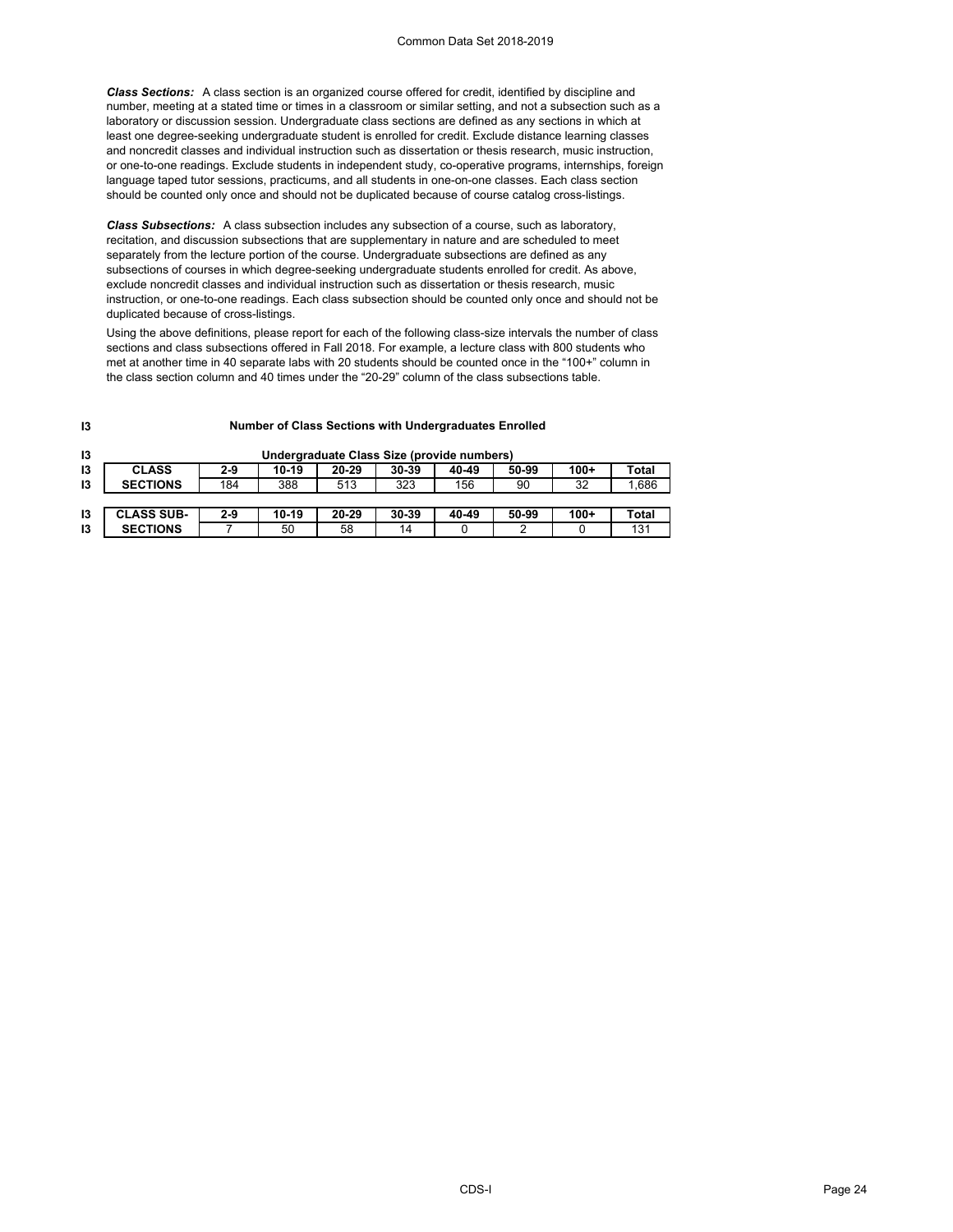***Class Sections:*** A class section is an organized course offered for credit, identified by discipline and number, meeting at a stated time or times in a classroom or similar setting, and not a subsection such as a laboratory or discussion session. Undergraduate class sections are defined as any sections in which at least one degree-seeking undergraduate student is enrolled for credit. Exclude distance learning classes and noncredit classes and individual instruction such as dissertation or thesis research, music instruction, or one-to-one readings. Exclude students in independent study, co-operative programs, internships, foreign language taped tutor sessions, practicums, and all students in one-on-one classes. Each class section should be counted only once and should not be duplicated because of course catalog cross-listings.

***Class Subsections:*** A class subsection includes any subsection of a course, such as laboratory, recitation, and discussion subsections that are supplementary in nature and are scheduled to meet separately from the lecture portion of the course. Undergraduate subsections are defined as any subsections of courses in which degree-seeking undergraduate students enrolled for credit. As above, exclude noncredit classes and individual instruction such as dissertation or thesis research, music instruction, or one-to-one readings. Each class subsection should be counted only once and should not be duplicated because of cross-listings.

Using the above definitions, please report for each of the following class-size intervals the number of class sections and class subsections offered in Fall 2018. For example, a lecture class with 800 students who met at another time in 40 separate labs with 20 students should be counted once in the "100+" column in the class section column and 40 times under the "20-29" column of the class subsections table.

I3 **Number of Class Sections with Undergraduates Enrolled**

I3 **Undergraduate Class Size (provide numbers)**

| | | 2-9 | 10-19 | 20-29 | 30-39 | 40-49 | 50-99 | 100+ | Total |
|---|---|---|---|---|---|---|---|---|---|
| I3 | **CLASS SECTIONS** | 184 | 388 | 513 | 323 | 156 | 90 | 32 | 1,686 |
| I3 | **CLASS SUB-SECTIONS** | 7 | 50 | 58 | 14 | 0 | 2 | 0 | 131 |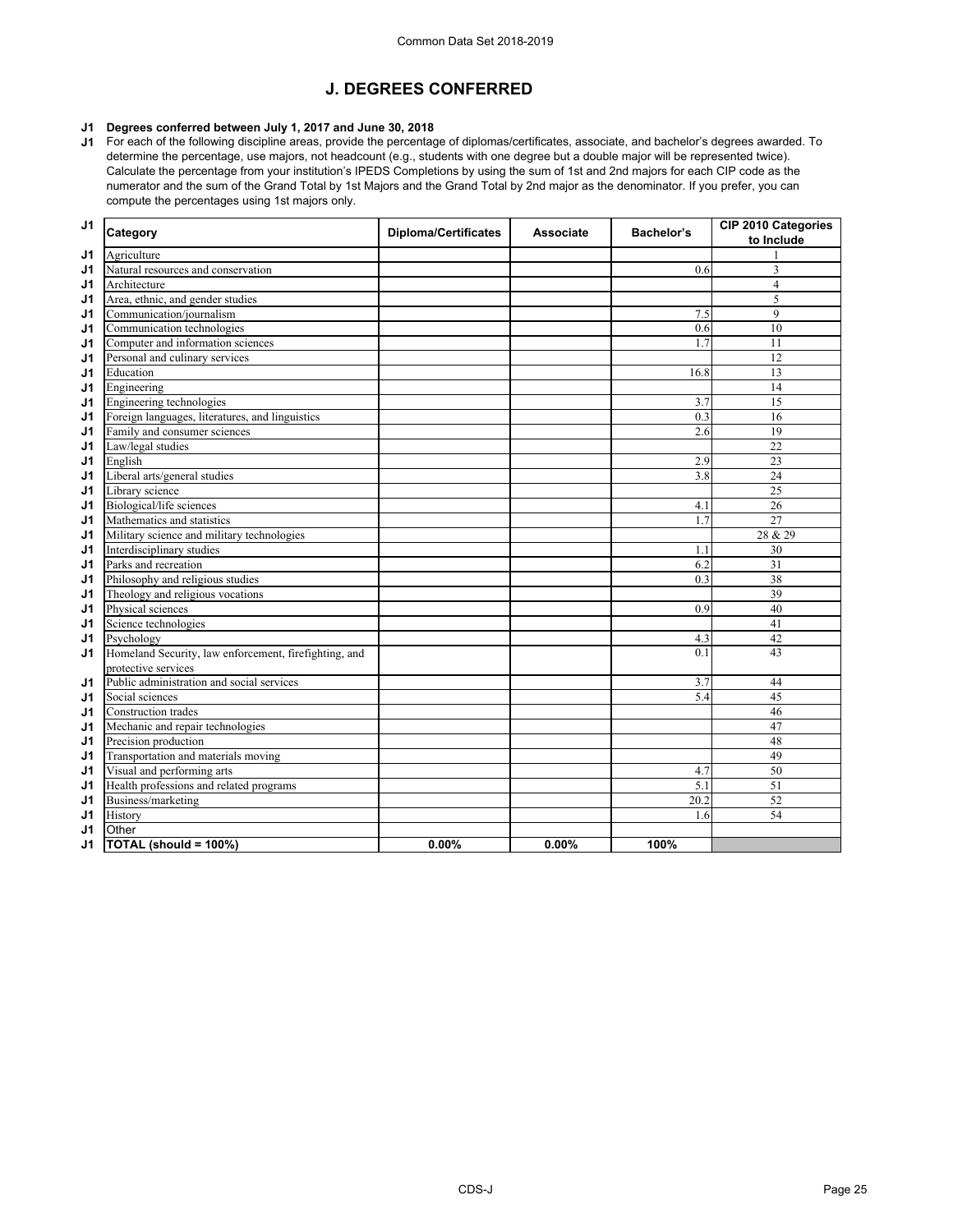# J. DEGREES CONFERRED

**J1 Degrees conferred between July 1, 2017 and June 30, 2018**

**J1** For each of the following discipline areas, provide the percentage of diplomas/certificates, associate, and bachelor's degrees awarded. To determine the percentage, use majors, not headcount (e.g., students with one degree but a double major will be represented twice). Calculate the percentage from your institution's IPEDS Completions by using the sum of 1st and 2nd majors for each CIP code as the numerator and the sum of the Grand Total by 1st Majors and the Grand Total by 2nd major as the denominator. If you prefer, you can compute the percentages using 1st majors only.

| | Category | Diploma/Certificates | Associate | Bachelor's | CIP 2010 Categories to Include |
|---|---|---|---|---|---|
| J1 | Agriculture | | | | 1 |
| J1 | Natural resources and conservation | | | 0.6 | 3 |
| J1 | Architecture | | | | 4 |
| J1 | Area, ethnic, and gender studies | | | | 5 |
| J1 | Communication/journalism | | | 7.5 | 9 |
| J1 | Communication technologies | | | 0.6 | 10 |
| J1 | Computer and information sciences | | | 1.7 | 11 |
| J1 | Personal and culinary services | | | | 12 |
| J1 | Education | | | 16.8 | 13 |
| J1 | Engineering | | | | 14 |
| J1 | Engineering technologies | | | 3.7 | 15 |
| J1 | Foreign languages, literatures, and linguistics | | | 0.3 | 16 |
| J1 | Family and consumer sciences | | | 2.6 | 19 |
| J1 | Law/legal studies | | | | 22 |
| J1 | English | | | 2.9 | 23 |
| J1 | Liberal arts/general studies | | | 3.8 | 24 |
| J1 | Library science | | | | 25 |
| J1 | Biological/life sciences | | | 4.1 | 26 |
| J1 | Mathematics and statistics | | | 1.7 | 27 |
| J1 | Military science and military technologies | | | | 28 & 29 |
| J1 | Interdisciplinary studies | | | 1.1 | 30 |
| J1 | Parks and recreation | | | 6.2 | 31 |
| J1 | Philosophy and religious studies | | | 0.3 | 38 |
| J1 | Theology and religious vocations | | | | 39 |
| J1 | Physical sciences | | | 0.9 | 40 |
| J1 | Science technologies | | | | 41 |
| J1 | Psychology | | | 4.3 | 42 |
| J1 | Homeland Security, law enforcement, firefighting, and protective services | | | 0.1 | 43 |
| J1 | Public administration and social services | | | 3.7 | 44 |
| J1 | Social sciences | | | 5.4 | 45 |
| J1 | Construction trades | | | | 46 |
| J1 | Mechanic and repair technologies | | | | 47 |
| J1 | Precision production | | | | 48 |
| J1 | Transportation and materials moving | | | | 49 |
| J1 | Visual and performing arts | | | 4.7 | 50 |
| J1 | Health professions and related programs | | | 5.1 | 51 |
| J1 | Business/marketing | | | 20.2 | 52 |
| J1 | History | | | 1.6 | 54 |
| J1 | Other | | | | |
| J1 | **TOTAL (should = 100%)** | **0.00%** | **0.00%** | **100%** | |